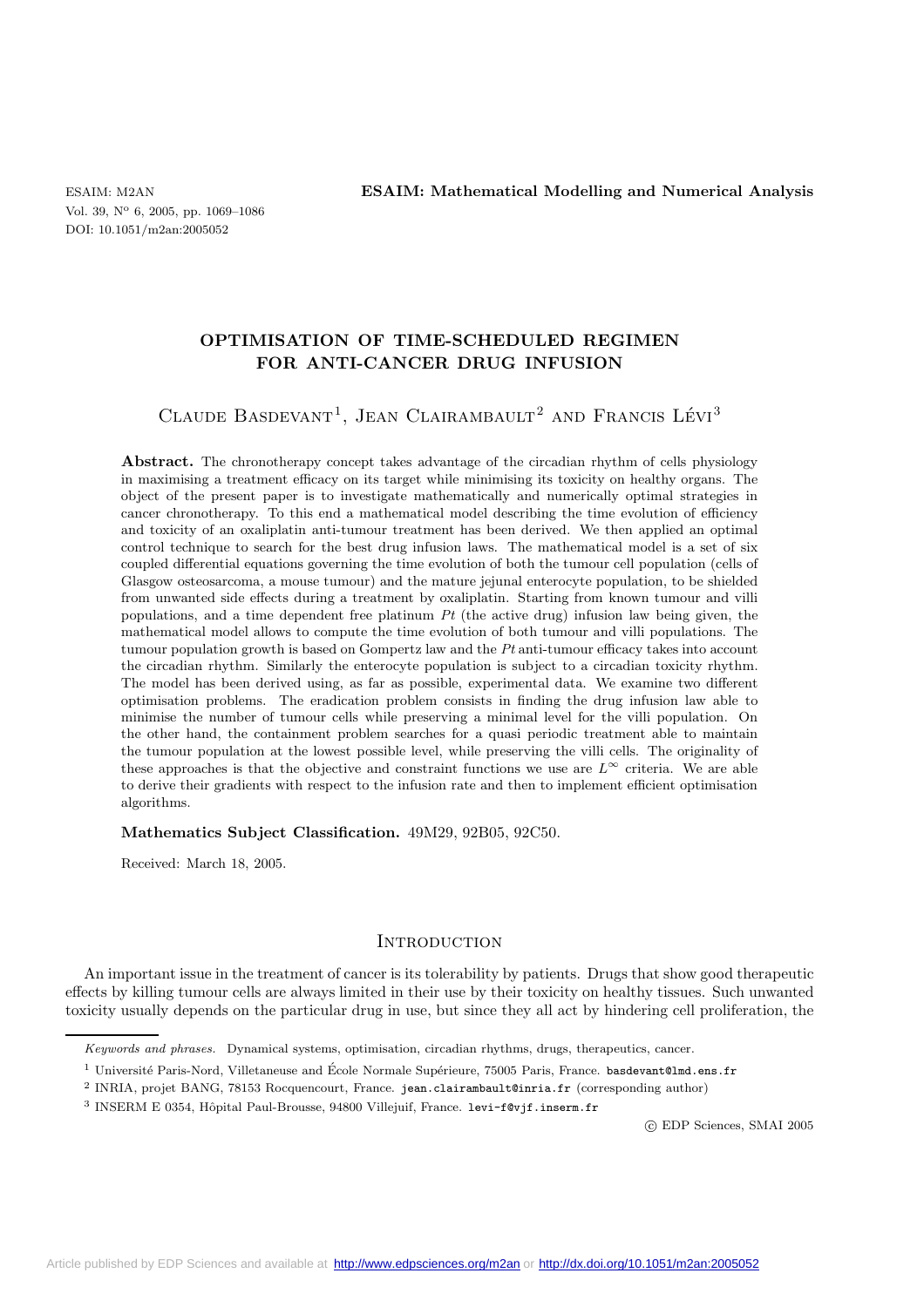# OPTIMISATION OF TIME-SCHEDULED REGIMEN FOR ANTI-CANCER DRUG INFUSION

Claude Basdevant[1], Jean Clairambault[2] and Francis Lévi[3]

**Abstract.** The chronotherapy concept takes advantage of the circadian rhythm of cells physiology in maximising a treatment efficacy on its target while minimising its toxicity on healthy organs. The object of the present paper is to investigate mathematically and numerically optimal strategies in cancer chronotherapy. To this end a mathematical model describing the time evolution of efficiency and toxicity of an oxaliplatin anti-tumour treatment has been derived. We then applied an optimal control technique to search for the best drug infusion laws. The mathematical model is a set of six coupled differential equations governing the time evolution of both the tumour cell population (cells of Glasgow osteosarcoma, a mouse tumour) and the mature jejunal enterocyte population, to be shielded from unwanted side effects during a treatment by oxaliplatin. Starting from known tumour and villi populations, and a time dependent free platinum $Pt$ (the active drug) infusion law being given, the mathematical model allows to compute the time evolution of both tumour and villi populations. The tumour population growth is based on Gompertz law and the $Pt$ anti-tumour efficacy takes into account the circadian rhythm. Similarly the enterocyte population is subject to a circadian toxicity rhythm. The model has been derived using, as far as possible, experimental data. We examine two different optimisation problems. The eradication problem consists in finding the drug infusion law able to minimise the number of tumour cells while preserving a minimal level for the villi population. On the other hand, the containment problem searches for a quasi periodic treatment able to maintain the tumour population at the lowest possible level, while preserving the villi cells. The originality of these approaches is that the objective and constraint functions we use are $L^\infty$ criteria. We are able to derive their gradients with respect to the infusion rate and then to implement efficient optimisation algorithms.

**Mathematics Subject Classification.** 49M29, 92B05, 92C50.

Received: March 18, 2005.

## Introduction

An important issue in the treatment of cancer is its tolerability by patients. Drugs that show good therapeutic effects by killing tumour cells are always limited in their use by their toxicity on healthy tissues. Such unwanted toxicity usually depends on the particular drug in use, but since they all act by hindering cell proliferation, the

*Keywords and phrases.* Dynamical systems, optimisation, circadian rhythms, drugs, therapeutics, cancer.

[1] Université Paris-Nord, Villetaneuse and École Normale Supérieure, 75005 Paris, France. basdevant@lmd.ens.fr

[2] INRIA, projet BANG, 78153 Rocquencourt, France. jean.clairambault@inria.fr (corresponding author)

[3] INSERM E 0354, Hôpital Paul-Brousse, 94800 Villejuif, France. levi-f@vjf.inserm.fr

© EDP Sciences, SMAI 2005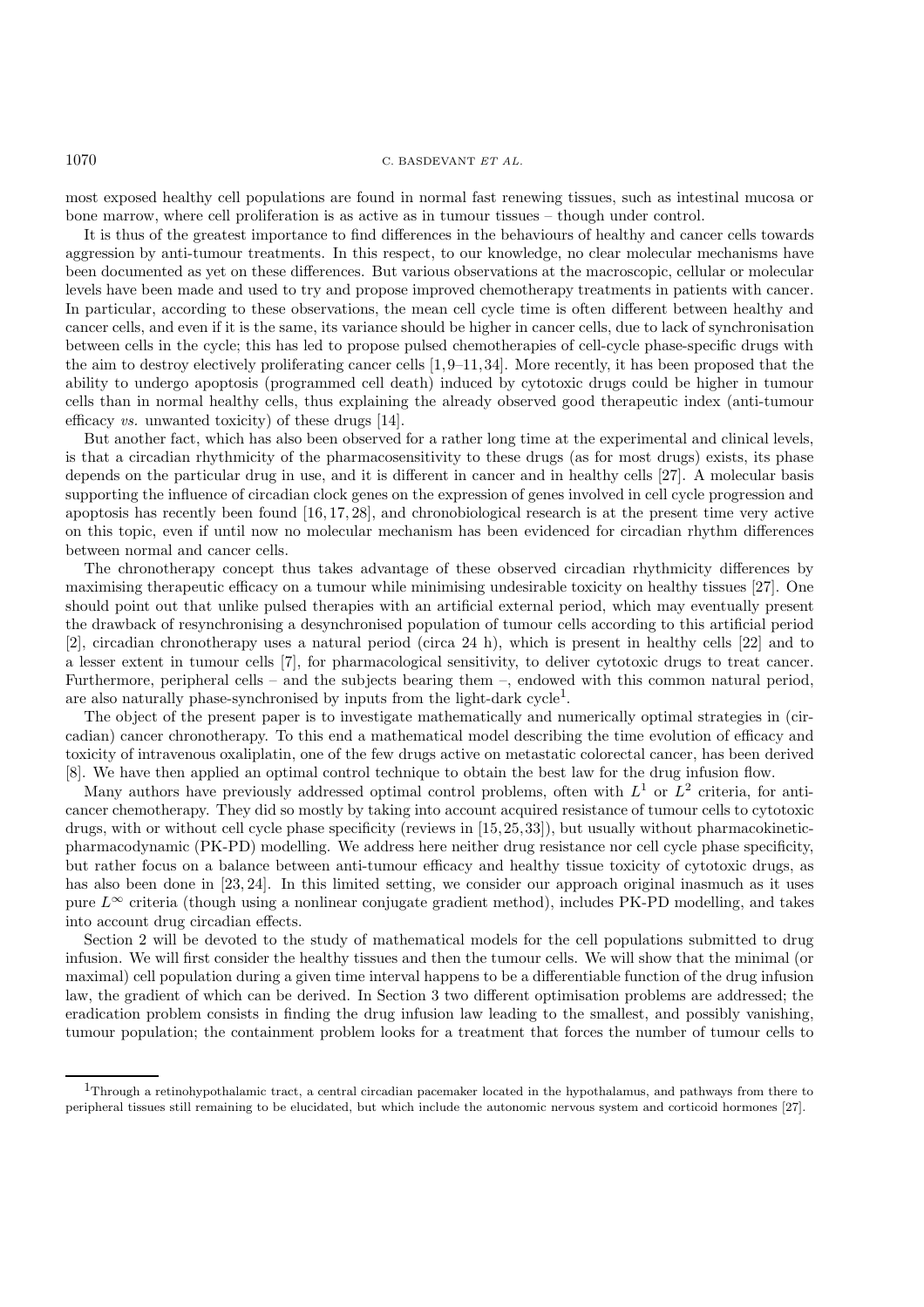most exposed healthy cell populations are found in normal fast renewing tissues, such as intestinal mucosa or bone marrow, where cell proliferation is as active as in tumour tissues – though under control.

It is thus of the greatest importance to find differences in the behaviours of healthy and cancer cells towards aggression by anti-tumour treatments. In this respect, to our knowledge, no clear molecular mechanisms have been documented as yet on these differences. But various observations at the macroscopic, cellular or molecular levels have been made and used to try and propose improved chemotherapy treatments in patients with cancer. In particular, according to these observations, the mean cell cycle time is often different between healthy and cancer cells, and even if it is the same, its variance should be higher in cancer cells, due to lack of synchronisation between cells in the cycle; this has led to propose pulsed chemotherapies of cell-cycle phase-specific drugs with the aim to destroy electively proliferating cancer cells [1, 9–11, 34]. More recently, it has been proposed that the ability to undergo apoptosis (programmed cell death) induced by cytotoxic drugs could be higher in tumour cells than in normal healthy cells, thus explaining the already observed good therapeutic index (anti-tumour efficacy *vs.* unwanted toxicity) of these drugs [14].

But another fact, which has also been observed for a rather long time at the experimental and clinical levels, is that a circadian rhythmicity of the pharmacosensitivity to these drugs (as for most drugs) exists, its phase depends on the particular drug in use, and it is different in cancer and in healthy cells [27]. A molecular basis supporting the influence of circadian clock genes on the expression of genes involved in cell cycle progression and apoptosis has recently been found [16, 17, 28], and chronobiological research is at the present time very active on this topic, even if until now no molecular mechanism has been evidenced for circadian rhythm differences between normal and cancer cells.

The chronotherapy concept thus takes advantage of these observed circadian rhythmicity differences by maximising therapeutic efficacy on a tumour while minimising undesirable toxicity on healthy tissues [27]. One should point out that unlike pulsed therapies with an artificial external period, which may eventually present the drawback of resynchronising a desynchronised population of tumour cells according to this artificial period [2], circadian chronotherapy uses a natural period (circa 24 h), which is present in healthy cells [22] and to a lesser extent in tumour cells [7], for pharmacological sensitivity, to deliver cytotoxic drugs to treat cancer. Furthermore, peripheral cells – and the subjects bearing them –, endowed with this common natural period, are also naturally phase-synchronised by inputs from the light-dark cycle[1].

The object of the present paper is to investigate mathematically and numerically optimal strategies in (circadian) cancer chronotherapy. To this end a mathematical model describing the time evolution of efficacy and toxicity of intravenous oxaliplatin, one of the few drugs active on metastatic colorectal cancer, has been derived [8]. We have then applied an optimal control technique to obtain the best law for the drug infusion flow.

Many authors have previously addressed optimal control problems, often with $L^1$ or $L^2$ criteria, for anticancer chemotherapy. They did so mostly by taking into account acquired resistance of tumour cells to cytotoxic drugs, with or without cell cycle phase specificity (reviews in [15, 25, 33]), but usually without pharmacokinetic-pharmacodynamic (PK-PD) modelling. We address here neither drug resistance nor cell cycle phase specificity, but rather focus on a balance between anti-tumour efficacy and healthy tissue toxicity of cytotoxic drugs, as has also been done in [23, 24]. In this limited setting, we consider our approach original inasmuch as it uses pure $L^\infty$ criteria (though using a nonlinear conjugate gradient method), includes PK-PD modelling, and takes into account drug circadian effects.

Section 2 will be devoted to the study of mathematical models for the cell populations submitted to drug infusion. We will first consider the healthy tissues and then the tumour cells. We will show that the minimal (or maximal) cell population during a given time interval happens to be a differentiable function of the drug infusion law, the gradient of which can be derived. In Section 3 two different optimisation problems are addressed; the eradication problem consists in finding the drug infusion law leading to the smallest, and possibly vanishing, tumour population; the containment problem looks for a treatment that forces the number of tumour cells to

[1]Through a retinohypothalamic tract, a central circadian pacemaker located in the hypothalamus, and pathways from there to peripheral tissues still remaining to be elucidated, but which include the autonomic nervous system and corticoid hormones [27].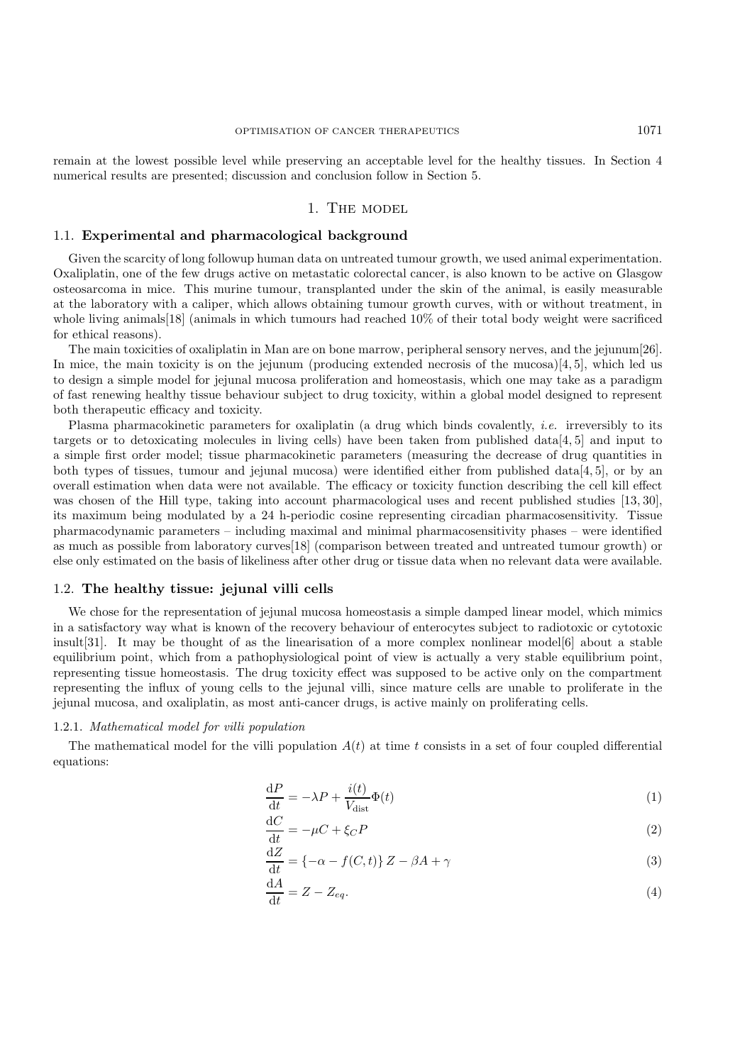remain at the lowest possible level while preserving an acceptable level for the healthy tissues. In Section 4 numerical results are presented; discussion and conclusion follow in Section 5.

# 1. The model

## 1.1. Experimental and pharmacological background

Given the scarcity of long followup human data on untreated tumour growth, we used animal experimentation. Oxaliplatin, one of the few drugs active on metastatic colorectal cancer, is also known to be active on Glasgow osteosarcoma in mice. This murine tumour, transplanted under the skin of the animal, is easily measurable at the laboratory with a caliper, which allows obtaining tumour growth curves, with or without treatment, in whole living animals[18] (animals in which tumours had reached 10% of their total body weight were sacrificed for ethical reasons).

The main toxicities of oxaliplatin in Man are on bone marrow, peripheral sensory nerves, and the jejunum[26]. In mice, the main toxicity is on the jejunum (producing extended necrosis of the mucosa)[4, 5], which led us to design a simple model for jejunal mucosa proliferation and homeostasis, which one may take as a paradigm of fast renewing healthy tissue behaviour subject to drug toxicity, within a global model designed to represent both therapeutic efficacy and toxicity.

Plasma pharmacokinetic parameters for oxaliplatin (a drug which binds covalently, *i.e.* irreversibly to its targets or to detoxicating molecules in living cells) have been taken from published data[4, 5] and input to a simple first order model; tissue pharmacokinetic parameters (measuring the decrease of drug quantities in both types of tissues, tumour and jejunal mucosa) were identified either from published data[4, 5], or by an overall estimation when data were not available. The efficacy or toxicity function describing the cell kill effect was chosen of the Hill type, taking into account pharmacological uses and recent published studies [13, 30], its maximum being modulated by a 24 h-periodic cosine representing circadian pharmacosensitivity. Tissue pharmacodynamic parameters – including maximal and minimal pharmacosensitivity phases – were identified as much as possible from laboratory curves[18] (comparison between treated and untreated tumour growth) or else only estimated on the basis of likeliness after other drug or tissue data when no relevant data were available.

## 1.2. The healthy tissue: jejunal villi cells

We chose for the representation of jejunal mucosa homeostasis a simple damped linear model, which mimics in a satisfactory way what is known of the recovery behaviour of enterocytes subject to radiotoxic or cytotoxic insult[31]. It may be thought of as the linearisation of a more complex nonlinear model[6] about a stable equilibrium point, which from a pathophysiological point of view is actually a very stable equilibrium point, representing tissue homeostasis. The drug toxicity effect was supposed to be active only on the compartment representing the influx of young cells to the jejunal villi, since mature cells are unable to proliferate in the jejunal mucosa, and oxaliplatin, as most anti-cancer drugs, is active mainly on proliferating cells.

### 1.2.1. *Mathematical model for villi population*

The mathematical model for the villi population $A(t)$ at time $t$ consists in a set of four coupled differential equations:

$$\frac{\mathrm{d}P}{\mathrm{d}t} = -\lambda P + \frac{i(t)}{V_{\mathrm{dist}}}\Phi(t) \tag{1}$$

$$\frac{\mathrm{d}C}{\mathrm{d}t} = -\mu C + \xi_C P \tag{2}$$

$$\frac{\mathrm{d}Z}{\mathrm{d}t} = \{-\alpha - f(C,t)\}\, Z - \beta A + \gamma \tag{3}$$

$$\frac{\mathrm{d}A}{\mathrm{d}t} = Z - Z_{eq}. \tag{4}$$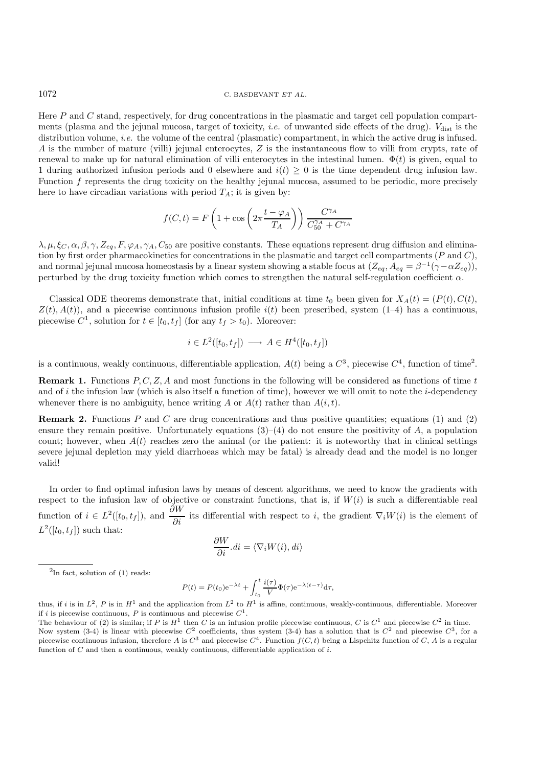Here $P$ and $C$ stand, respectively, for drug concentrations in the plasmatic and target cell population compartments (plasma and the jejunal mucosa, target of toxicity, *i.e.* of unwanted side effects of the drug). $V_{\text{dist}}$ is the distribution volume, *i.e.* the volume of the central (plasmatic) compartment, in which the active drug is infused. $A$ is the number of mature (villi) jejunal enterocytes, $Z$ is the instantaneous flow to villi from crypts, rate of renewal to make up for natural elimination of villi enterocytes in the intestinal lumen. $\Phi(t)$ is given, equal to 1 during authorized infusion periods and 0 elsewhere and $i(t) \geq 0$ is the time dependent drug infusion law. Function $f$ represents the drug toxicity on the healthy jejunal mucosa, assumed to be periodic, more precisely here to have circadian variations with period $T_A$; it is given by:

$$f(C,t) = F\left(1 + \cos\left(2\pi \frac{t - \varphi_A}{T_A}\right)\right) \frac{C^{\gamma_A}}{C_{50}^{\gamma_A} + C^{\gamma_A}}$$

$\lambda, \mu, \xi_C, \alpha, \beta, \gamma, Z_{eq}, F, \varphi_A, \gamma_A, C_{50}$ are positive constants. These equations represent drug diffusion and elimination by first order pharmacokinetics for concentrations in the plasmatic and target cell compartments ($P$ and $C$), and normal jejunal mucosa homeostasis by a linear system showing a stable focus at $(Z_{eq}, A_{eq} = \beta^{-1}(\gamma - \alpha Z_{eq}))$, perturbed by the drug toxicity function which comes to strengthen the natural self-regulation coefficient $\alpha$.

Classical ODE theorems demonstrate that, initial conditions at time $t_0$ been given for $X_A(t) = (P(t), C(t), Z(t), A(t))$, and a piecewise continuous infusion profile $i(t)$ been prescribed, system (1–4) has a continuous, piecewise $C^1$, solution for $t \in [t_0, t_f]$ (for any $t_f > t_0$). Moreover:

$$i \in L^2([t_0, t_f]) \longrightarrow A \in H^4([t_0, t_f])$$

is a continuous, weakly continuous, differentiable application, $A(t)$ being a $C^3$, piecewise $C^4$, function of time[2].

**Remark 1.** Functions $P, C, Z, A$ and most functions in the following will be considered as functions of time $t$ and of $i$ the infusion law (which is also itself a function of time), however we will omit to note the $i$-dependency whenever there is no ambiguity, hence writing $A$ or $A(t)$ rather than $A(i,t)$.

**Remark 2.** Functions $P$ and $C$ are drug concentrations and thus positive quantities; equations (1) and (2) ensure they remain positive. Unfortunately equations (3)–(4) do not ensure the positivity of $A$, a population count; however, when $A(t)$ reaches zero the animal (or the patient: it is noteworthy that in clinical settings severe jejunal depletion may yield diarrhoeas which may be fatal) is already dead and the model is no longer valid!

In order to find optimal infusion laws by means of descent algorithms, we need to know the gradients with respect to the infusion law of objective or constraint functions, that is, if $W(i)$ is such a differentiable real function of $i \in L^2([t_0, t_f])$, and $\dfrac{\partial W}{\partial i}$ its differential with respect to $i$, the gradient $\nabla_i W(i)$ is the element of $L^2([t_0, t_f])$ such that:

$$\frac{\partial W}{\partial i}.di = \langle \nabla_i W(i), di \rangle$$

---

[2] In fact, solution of (1) reads:

$$P(t) = P(t_0)e^{-\lambda t} + \int_{t_0}^{t} \frac{i(\tau)}{V} \Phi(\tau) e^{-\lambda(t-\tau)} d\tau,$$

thus, if $i$ is in $L^2$, $P$ is in $H^1$ and the application from $L^2$ to $H^1$ is affine, continuous, weakly-continuous, differentiable. Moreover if $i$ is piecewise continuous, $P$ is continuous and piecewise $C^1$.

The behaviour of (2) is similar; if $P$ is $H^1$ then $C$ is an infusion profile piecewise continuous, $C$ is $C^1$ and piecewise $C^2$ in time. Now system (3-4) is linear with piecewise $C^2$ coefficients, thus system (3-4) has a solution that is $C^2$ and piecewise $C^3$, for a piecewise continuous infusion, therefore $A$ is $C^3$ and piecewise $C^4$. Function $f(C,t)$ being a Lispchitz function of $C$, $A$ is a regular function of $C$ and then a continuous, weakly continuous, differentiable application of $i$.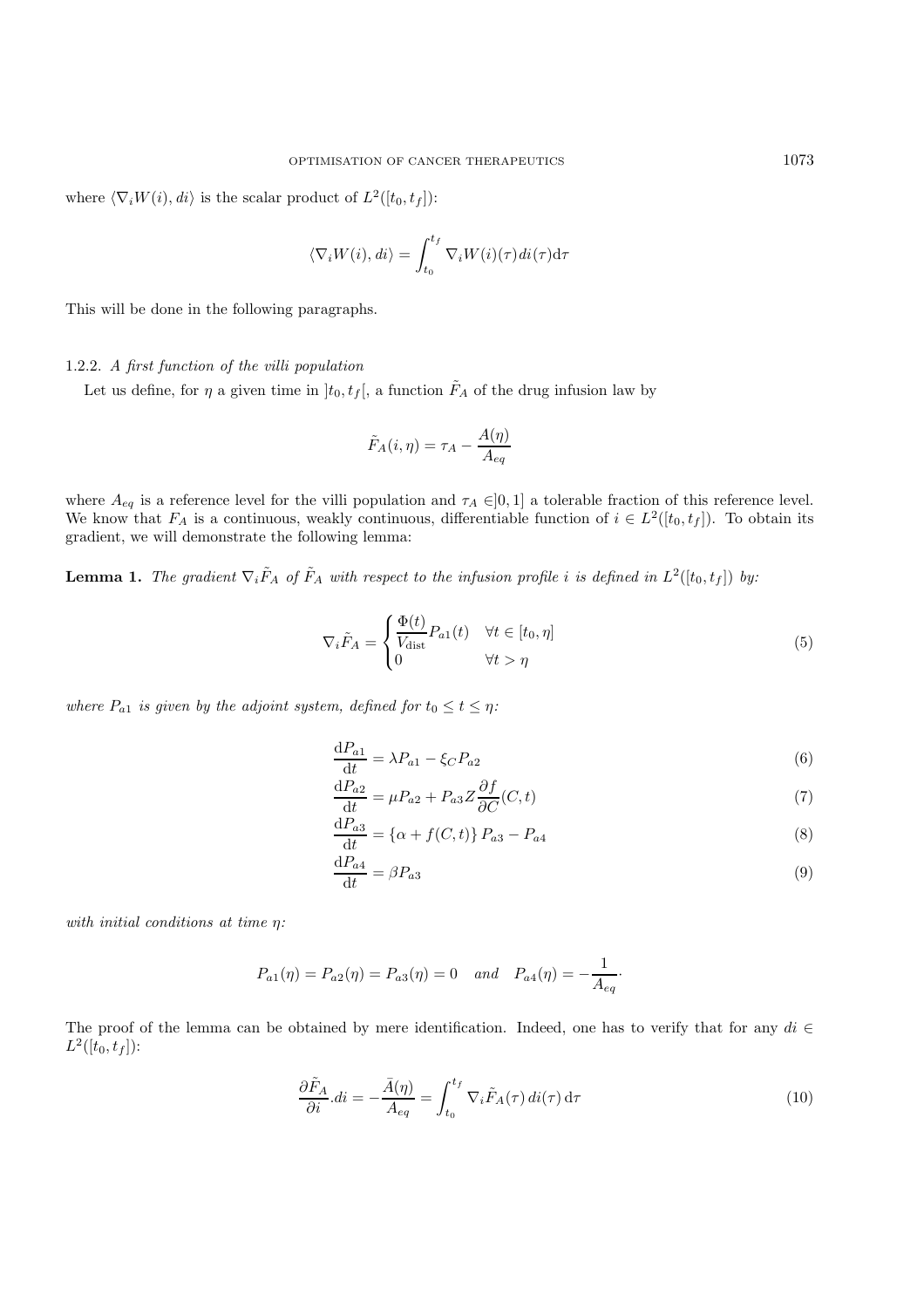where $\langle \nabla_i W(i), di \rangle$ is the scalar product of $L^2([t_0, t_f])$:

$$\langle \nabla_i W(i), di \rangle = \int_{t_0}^{t_f} \nabla_i W(i)(\tau) \, di(\tau) \mathrm{d}\tau$$

This will be done in the following paragraphs.

### 1.2.2. *A first function of the villi population*

Let us define, for $\eta$ a given time in $]t_0, t_f[$, a function $\tilde{F}_A$ of the drug infusion law by

$$\tilde{F}_A(i, \eta) = \tau_A - \frac{A(\eta)}{A_{eq}}$$

where $A_{eq}$ is a reference level for the villi population and $\tau_A \in ]0, 1]$ a tolerable fraction of this reference level. We know that $F_A$ is a continuous, weakly continuous, differentiable function of $i \in L^2([t_0, t_f])$. To obtain its gradient, we will demonstrate the following lemma:

**Lemma 1.** *The gradient $\nabla_i \tilde{F}_A$ of $\tilde{F}_A$ with respect to the infusion profile $i$ is defined in $L^2([t_0, t_f])$ by:*

$$\nabla_i \tilde{F}_A = \begin{cases} \dfrac{\Phi(t)}{V_{\text{dist}}} P_{a1}(t) & \forall t \in [t_0, \eta] \\ 0 & \forall t > \eta \end{cases} \tag{5}$$

*where $P_{a1}$ is given by the adjoint system, defined for $t_0 \leq t \leq \eta$:*

$$\frac{\mathrm{d}P_{a1}}{\mathrm{d}t} = \lambda P_{a1} - \xi_C P_{a2} \tag{6}$$

$$\frac{\mathrm{d}P_{a2}}{\mathrm{d}t} = \mu P_{a2} + P_{a3} Z \frac{\partial f}{\partial C}(C, t) \tag{7}$$

$$\frac{\mathrm{d}P_{a3}}{\mathrm{d}t} = \{\alpha + f(C, t)\} P_{a3} - P_{a4} \tag{8}$$

$$\frac{\mathrm{d}P_{a4}}{\mathrm{d}t} = \beta P_{a3} \tag{9}$$

*with initial conditions at time $\eta$:*

$$P_{a1}(\eta) = P_{a2}(\eta) = P_{a3}(\eta) = 0 \quad \textit{and} \quad P_{a4}(\eta) = -\frac{1}{A_{eq}} \cdot$$

The proof of the lemma can be obtained by mere identification. Indeed, one has to verify that for any $di \in L^2([t_0, t_f])$:

$$\frac{\partial \tilde{F}_A}{\partial i} . di = -\frac{\bar{A}(\eta)}{A_{eq}} = \int_{t_0}^{t_f} \nabla_i \tilde{F}_A(\tau) \, di(\tau) \, \mathrm{d}\tau \tag{10}$$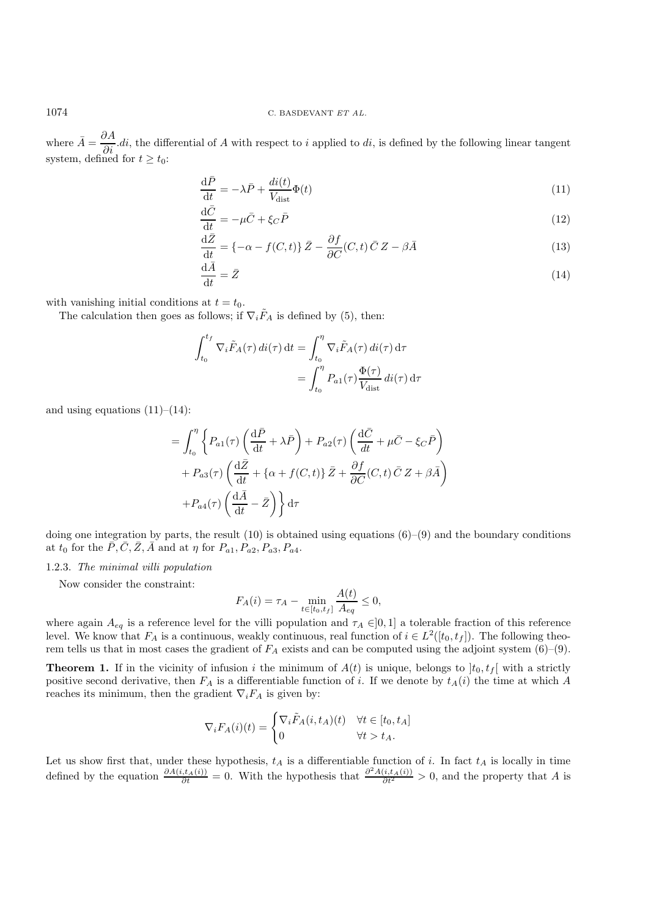where $\bar{A} = \dfrac{\partial A}{\partial i}.di$, the differential of $A$ with respect to $i$ applied to $di$, is defined by the following linear tangent system, defined for $t \geq t_0$:

$$\frac{\mathrm{d}\bar{P}}{\mathrm{d}t} = -\lambda \bar{P} + \frac{di(t)}{V_{\text{dist}}}\Phi(t) \tag{11}$$

$$\frac{\mathrm{d}\bar{C}}{\mathrm{d}t} = -\mu \bar{C} + \xi_C \bar{P} \tag{12}$$

$$\frac{\mathrm{d}\bar{Z}}{\mathrm{d}t} = \{-\alpha - f(C,t)\}\,\bar{Z} - \frac{\partial f}{\partial C}(C,t)\,\bar{C}\,Z - \beta \bar{A} \tag{13}$$

$$\frac{\mathrm{d}\bar{A}}{\mathrm{d}t} = \bar{Z} \tag{14}$$

with vanishing initial conditions at $t = t_0$.

The calculation then goes as follows; if $\nabla_i \tilde{F}_A$ is defined by (5), then:

$$\begin{aligned}
\int_{t_0}^{t_f} \nabla_i \tilde{F}_A(\tau)\, di(\tau)\,\mathrm{d}t &= \int_{t_0}^{\eta} \nabla_i \tilde{F}_A(\tau)\, di(\tau)\,\mathrm{d}\tau \\
&= \int_{t_0}^{\eta} P_{a1}(\tau)\frac{\Phi(\tau)}{V_{\text{dist}}}\, di(\tau)\,\mathrm{d}\tau
\end{aligned}$$

and using equations (11)–(14):

$$\begin{aligned}
= \int_{t_0}^{\eta} \Bigg\{ & P_{a1}(\tau)\left(\frac{\mathrm{d}\bar{P}}{\mathrm{d}t} + \lambda \bar{P}\right) + P_{a2}(\tau)\left(\frac{\mathrm{d}\bar{C}}{dt} + \mu \bar{C} - \xi_C \bar{P}\right) \\
& + P_{a3}(\tau)\left(\frac{\mathrm{d}\bar{Z}}{\mathrm{d}t} + \{\alpha + f(C,t)\}\,\bar{Z} + \frac{\partial f}{\partial C}(C,t)\,\bar{C}\,Z + \beta \bar{A}\right) \\
& + P_{a4}(\tau)\left(\frac{\mathrm{d}\bar{A}}{\mathrm{d}t} - \bar{Z}\right)\Bigg\}\,\mathrm{d}\tau
\end{aligned}$$

doing one integration by parts, the result (10) is obtained using equations (6)–(9) and the boundary conditions at $t_0$ for the $\bar{P}, \bar{C}, \bar{Z}, \bar{A}$ and at $\eta$ for $P_{a1}, P_{a2}, P_{a3}, P_{a4}$.

#### 1.2.3. *The minimal villi population*

Now consider the constraint:

$$F_A(i) = \tau_A - \min_{t\in[t_0,t_f]} \frac{A(t)}{A_{eq}} \leq 0,$$

where again $A_{eq}$ is a reference level for the villi population and $\tau_A \in ]0,1]$ a tolerable fraction of this reference level. We know that $F_A$ is a continuous, weakly continuous, real function of $i \in L^2([t_0,t_f])$. The following theorem tells us that in most cases the gradient of $F_A$ exists and can be computed using the adjoint system (6)–(9).

**Theorem 1.** If in the vicinity of infusion $i$ the minimum of $A(t)$ is unique, belongs to $]t_0, t_f[$ with a strictly positive second derivative, then $F_A$ is a differentiable function of $i$. If we denote by $t_A(i)$ the time at which $A$ reaches its minimum, then the gradient $\nabla_i F_A$ is given by:

$$\nabla_i F_A(i)(t) = \begin{cases} \nabla_i \tilde{F}_A(i, t_A)(t) & \forall t \in [t_0, t_A] \\ 0 & \forall t > t_A. \end{cases}$$

Let us show first that, under these hypothesis, $t_A$ is a differentiable function of $i$. In fact $t_A$ is locally in time defined by the equation $\frac{\partial A(i,t_A(i))}{\partial t} = 0$. With the hypothesis that $\frac{\partial^2 A(i,t_A(i))}{\partial t^2} > 0$, and the property that $A$ is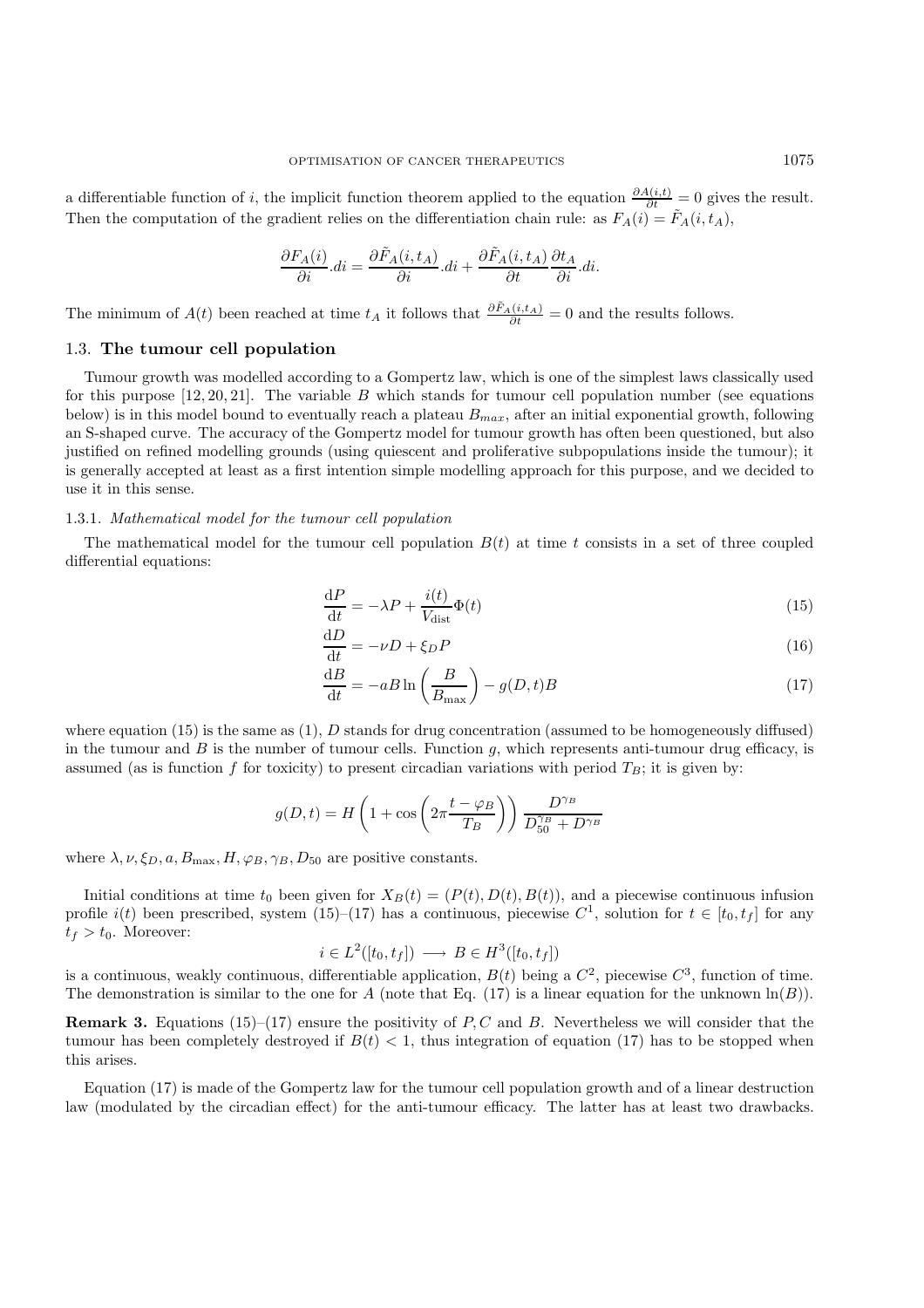a differentiable function of $i$, the implicit function theorem applied to the equation $\frac{\partial A(i,t)}{\partial t} = 0$ gives the result. Then the computation of the gradient relies on the differentiation chain rule: as $F_A(i) = \tilde{F}_A(i, t_A)$,

$$\frac{\partial F_A(i)}{\partial i}.di = \frac{\partial \tilde{F}_A(i,t_A)}{\partial i}.di + \frac{\partial \tilde{F}_A(i,t_A)}{\partial t}\frac{\partial t_A}{\partial i}.di.$$

The minimum of $A(t)$ been reached at time $t_A$ it follows that $\frac{\partial \tilde{F}_A(i,t_A)}{\partial t} = 0$ and the results follows.

### 1.3. **The tumour cell population**

Tumour growth was modelled according to a Gompertz law, which is one of the simplest laws classically used for this purpose [12, 20, 21]. The variable $B$ which stands for tumour cell population number (see equations below) is in this model bound to eventually reach a plateau $B_{max}$, after an initial exponential growth, following an S-shaped curve. The accuracy of the Gompertz model for tumour growth has often been questioned, but also justified on refined modelling grounds (using quiescent and proliferative subpopulations inside the tumour); it is generally accepted at least as a first intention simple modelling approach for this purpose, and we decided to use it in this sense.

#### 1.3.1. *Mathematical model for the tumour cell population*

The mathematical model for the tumour cell population $B(t)$ at time $t$ consists in a set of three coupled differential equations:

$$\frac{\mathrm{d}P}{\mathrm{d}t} = -\lambda P + \frac{i(t)}{V_{\text{dist}}}\Phi(t) \tag{15}$$

$$\frac{\mathrm{d}D}{\mathrm{d}t} = -\nu D + \xi_D P \tag{16}$$

$$\frac{\mathrm{d}B}{\mathrm{d}t} = -aB\ln\left(\frac{B}{B_{\max}}\right) - g(D,t)B \tag{17}$$

where equation (15) is the same as (1), $D$ stands for drug concentration (assumed to be homogeneously diffused) in the tumour and $B$ is the number of tumour cells. Function $g$, which represents anti-tumour drug efficacy, is assumed (as is function $f$ for toxicity) to present circadian variations with period $T_B$; it is given by:

$$g(D,t) = H\left(1 + \cos\left(2\pi\frac{t-\varphi_B}{T_B}\right)\right)\frac{D^{\gamma_B}}{D_{50}^{\gamma_B} + D^{\gamma_B}}$$

where $\lambda, \nu, \xi_D, a, B_{\max}, H, \varphi_B, \gamma_B, D_{50}$ are positive constants.

Initial conditions at time $t_0$ been given for $X_B(t) = (P(t), D(t), B(t))$, and a piecewise continuous infusion profile $i(t)$ been prescribed, system (15)–(17) has a continuous, piecewise $C^1$, solution for $t \in [t_0, t_f]$ for any $t_f > t_0$. Moreover:

$$i \in L^2([t_0,t_f]) \longrightarrow B \in H^3([t_0,t_f])$$

is a continuous, weakly continuous, differentiable application, $B(t)$ being a $C^2$, piecewise $C^3$, function of time. The demonstration is similar to the one for $A$ (note that Eq. (17) is a linear equation for the unknown $\ln(B)$).

**Remark 3.** Equations (15)–(17) ensure the positivity of $P, C$ and $B$. Nevertheless we will consider that the tumour has been completely destroyed if $B(t) < 1$, thus integration of equation (17) has to be stopped when this arises.

Equation (17) is made of the Gompertz law for the tumour cell population growth and of a linear destruction law (modulated by the circadian effect) for the anti-tumour efficacy. The latter has at least two drawbacks.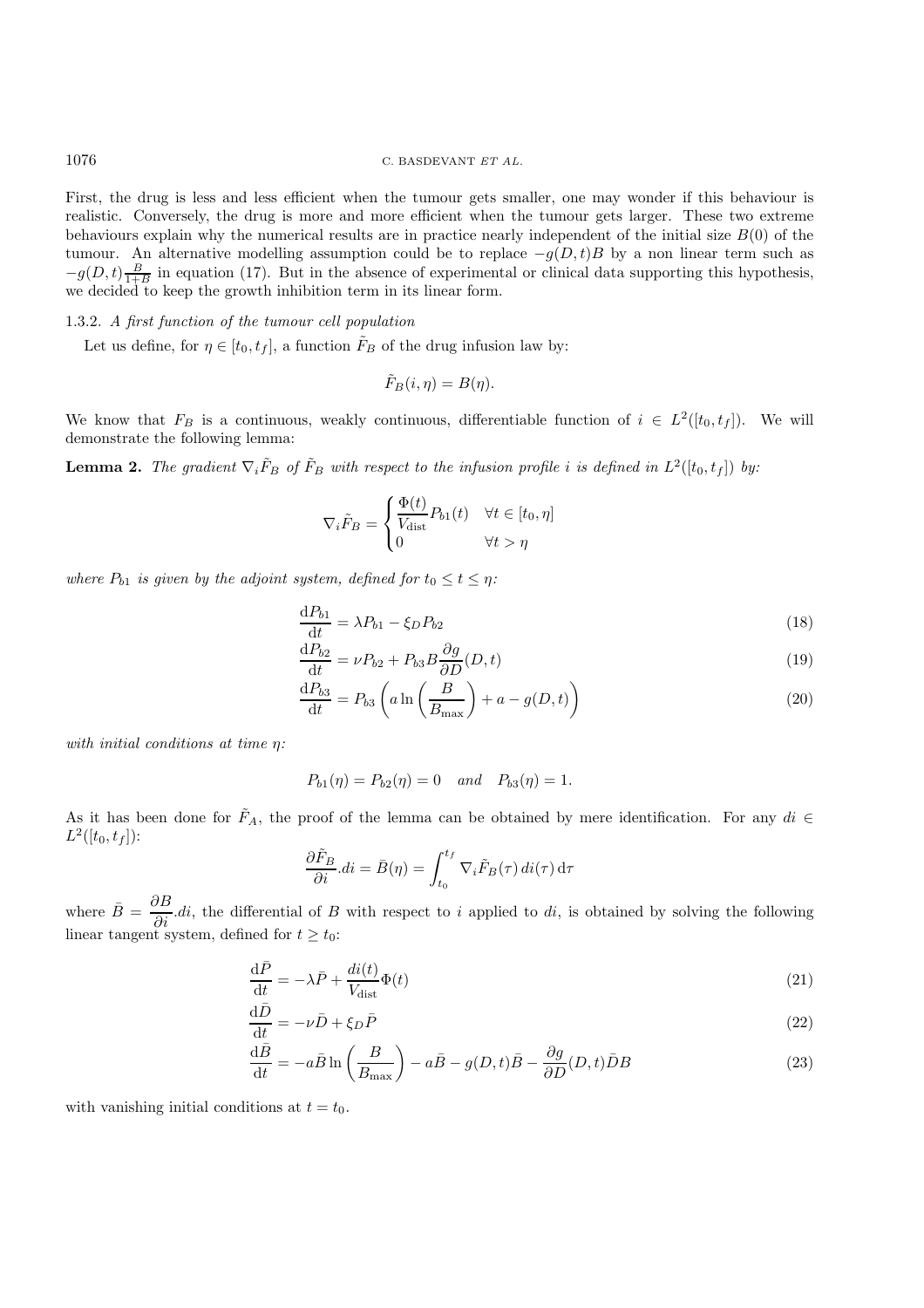First, the drug is less and less efficient when the tumour gets smaller, one may wonder if this behaviour is realistic. Conversely, the drug is more and more efficient when the tumour gets larger. These two extreme behaviours explain why the numerical results are in practice nearly independent of the initial size $B(0)$ of the tumour. An alternative modelling assumption could be to replace $-g(D,t)B$ by a non linear term such as $-g(D,t)\frac{B}{1+B}$ in equation (17). But in the absence of experimental or clinical data supporting this hypothesis, we decided to keep the growth inhibition term in its linear form.

#### 1.3.2. *A first function of the tumour cell population*

Let us define, for $\eta \in [t_0, t_f]$, a function $\tilde{F}_B$ of the drug infusion law by:

$$\tilde{F}_B(i,\eta) = B(\eta).$$

We know that $F_B$ is a continuous, weakly continuous, differentiable function of $i \in L^2([t_0,t_f])$. We will demonstrate the following lemma:

**Lemma 2.** *The gradient $\nabla_i \tilde{F}_B$ of $\tilde{F}_B$ with respect to the infusion profile $i$ is defined in $L^2([t_0,t_f])$ by:*

$$\nabla_i \tilde{F}_B = \begin{cases} \dfrac{\Phi(t)}{V_{\text{dist}}} P_{b1}(t) & \forall t \in [t_0, \eta] \\ 0 & \forall t > \eta \end{cases}$$

*where $P_{b1}$ is given by the adjoint system, defined for $t_0 \le t \le \eta$:*

$$\frac{\mathrm{d}P_{b1}}{\mathrm{d}t} = \lambda P_{b1} - \xi_D P_{b2} \tag{18}$$

$$\frac{\mathrm{d}P_{b2}}{\mathrm{d}t} = \nu P_{b2} + P_{b3} B \frac{\partial g}{\partial D}(D,t) \tag{19}$$

$$\frac{\mathrm{d}P_{b3}}{\mathrm{d}t} = P_{b3}\left(a \ln\left(\frac{B}{B_{\max}}\right) + a - g(D,t)\right) \tag{20}$$

*with initial conditions at time $\eta$:*

$$P_{b1}(\eta) = P_{b2}(\eta) = 0 \quad \textit{and} \quad P_{b3}(\eta) = 1.$$

As it has been done for $\tilde{F}_A$, the proof of the lemma can be obtained by mere identification. For any $di \in L^2([t_0,t_f])$:

$$\frac{\partial \tilde{F}_B}{\partial i}.di = \bar{B}(\eta) = \int_{t_0}^{t_f} \nabla_i \tilde{F}_B(\tau)\, di(\tau)\, \mathrm{d}\tau$$

where $\bar{B} = \dfrac{\partial B}{\partial i}.di$, the differential of $B$ with respect to $i$ applied to $di$, is obtained by solving the following linear tangent system, defined for $t \ge t_0$:

$$\frac{\mathrm{d}\bar{P}}{\mathrm{d}t} = -\lambda \bar{P} + \frac{di(t)}{V_{\text{dist}}}\Phi(t) \tag{21}$$

$$\frac{\mathrm{d}\bar{D}}{\mathrm{d}t} = -\nu \bar{D} + \xi_D \bar{P} \tag{22}$$

$$\frac{\mathrm{d}\bar{B}}{\mathrm{d}t} = -a\bar{B}\ln\left(\frac{B}{B_{\max}}\right) - a\bar{B} - g(D,t)\bar{B} - \frac{\partial g}{\partial D}(D,t)\bar{D}B \tag{23}$$

with vanishing initial conditions at $t = t_0$.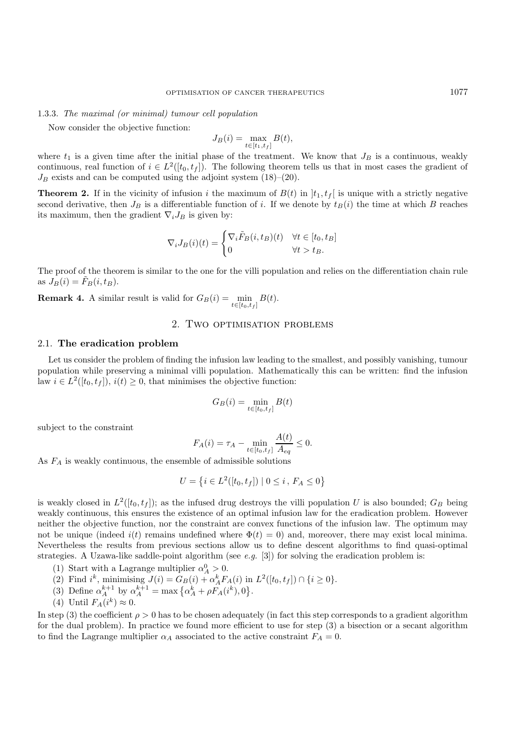#### 1.3.3. *The maximal (or minimal) tumour cell population*

Now consider the objective function:

$$J_B(i) = \max_{t \in [t_1, t_f]} B(t),$$

where $t_1$ is a given time after the initial phase of the treatment. We know that $J_B$ is a continuous, weakly continuous, real function of $i \in L^2([t_0, t_f])$. The following theorem tells us that in most cases the gradient of $J_B$ exists and can be computed using the adjoint system (18)–(20).

**Theorem 2.** If in the vicinity of infusion $i$ the maximum of $B(t)$ in $]t_1, t_f[$ is unique with a strictly negative second derivative, then $J_B$ is a differentiable function of $i$. If we denote by $t_B(i)$ the time at which $B$ reaches its maximum, then the gradient $\nabla_i J_B$ is given by:

$$\nabla_i J_B(i)(t) = \begin{cases} \nabla_i \tilde{F}_B(i, t_B)(t) & \forall t \in [t_0, t_B] \\ 0 & \forall t > t_B. \end{cases}$$

The proof of the theorem is similar to the one for the villi population and relies on the differentiation chain rule as $J_B(i) = \tilde{F}_B(i, t_B)$.

**Remark 4.** A similar result is valid for $G_B(i) = \min_{t \in [t_0, t_f]} B(t)$.

## 2. Two optimisation problems

### 2.1. The eradication problem

Let us consider the problem of finding the infusion law leading to the smallest, and possibly vanishing, tumour population while preserving a minimal villi population. Mathematically this can be written: find the infusion law $i \in L^2([t_0, t_f])$, $i(t) \geq 0$, that minimises the objective function:

$$G_B(i) = \min_{t \in [t_0, t_f]} B(t)$$

subject to the constraint

$$F_A(i) = \tau_A - \min_{t \in [t_0, t_f]} \frac{A(t)}{A_{eq}} \leq 0.$$

As $F_A$ is weakly continuous, the ensemble of admissible solutions

$$U = \left\{ i \in L^2([t_0, t_f]) \mid 0 \leq i \,,\, F_A \leq 0 \right\}$$

is weakly closed in $L^2([t_0, t_f])$; as the infused drug destroys the villi population $U$ is also bounded; $G_B$ being weakly continuous, this ensures the existence of an optimal infusion law for the eradication problem. However neither the objective function, nor the constraint are convex functions of the infusion law. The optimum may not be unique (indeed $i(t)$ remains undefined where $\Phi(t) = 0$) and, moreover, there may exist local minima. Nevertheless the results from previous sections allow us to define descent algorithms to find quasi-optimal strategies. A Uzawa-like saddle-point algorithm (see *e.g.* [3]) for solving the eradication problem is:

1. Start with a Lagrange multiplier $\alpha_A^0 > 0$.
2. Find $i^k$, minimising $J(i) = G_B(i) + \alpha_A^k F_A(i)$ in $L^2([t_0, t_f]) \cap \{i \geq 0\}$.
3. Define $\alpha_A^{k+1}$ by $\alpha_A^{k+1} = \max\left\{\alpha_A^k + \rho F_A(i^k), 0\right\}$.
4. Until $F_A(i^k) \approx 0$.

In step (3) the coefficient $\rho > 0$ has to be chosen adequately (in fact this step corresponds to a gradient algorithm for the dual problem). In practice we found more efficient to use for step (3) a bisection or a secant algorithm to find the Lagrange multiplier $\alpha_A$ associated to the active constraint $F_A = 0$.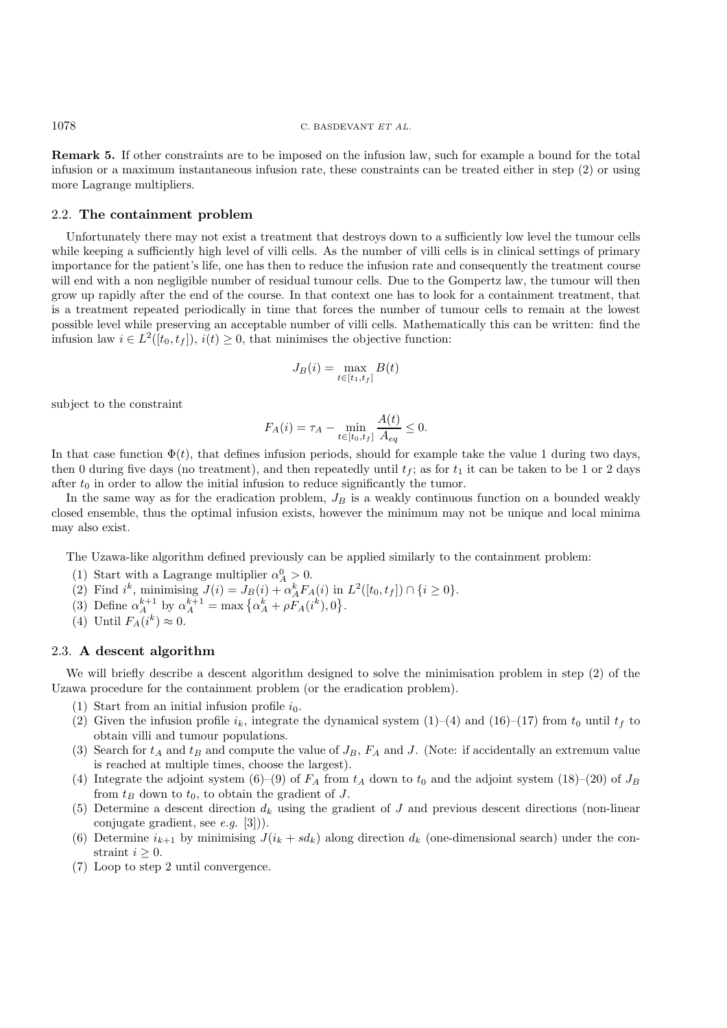**Remark 5.** If other constraints are to be imposed on the infusion law, such for example a bound for the total infusion or a maximum instantaneous infusion rate, these constraints can be treated either in step (2) or using more Lagrange multipliers.

### 2.2. The containment problem

Unfortunately there may not exist a treatment that destroys down to a sufficiently low level the tumour cells while keeping a sufficiently high level of villi cells. As the number of villi cells is in clinical settings of primary importance for the patient's life, one has then to reduce the infusion rate and consequently the treatment course will end with a non negligible number of residual tumour cells. Due to the Gompertz law, the tumour will then grow up rapidly after the end of the course. In that context one has to look for a containment treatment, that is a treatment repeated periodically in time that forces the number of tumour cells to remain at the lowest possible level while preserving an acceptable number of villi cells. Mathematically this can be written: find the infusion law $i \in L^2([t_0, t_f])$, $i(t) \geq 0$, that minimises the objective function:

$$J_B(i) = \max_{t \in [t_1, t_f]} B(t)$$

subject to the constraint

$$F_A(i) = \tau_A - \min_{t \in [t_0, t_f]} \frac{A(t)}{A_{eq}} \leq 0.$$

In that case function $\Phi(t)$, that defines infusion periods, should for example take the value 1 during two days, then 0 during five days (no treatment), and then repeatedly until $t_f$; as for $t_1$ it can be taken to be 1 or 2 days after $t_0$ in order to allow the initial infusion to reduce significantly the tumor.

In the same way as for the eradication problem, $J_B$ is a weakly continuous function on a bounded weakly closed ensemble, thus the optimal infusion exists, however the minimum may not be unique and local minima may also exist.

The Uzawa-like algorithm defined previously can be applied similarly to the containment problem:

1. Start with a Lagrange multiplier $\alpha_A^0 > 0$.
2. Find $i^k$, minimising $J(i) = J_B(i) + \alpha_A^k F_A(i)$ in $L^2([t_0, t_f]) \cap \{i \geq 0\}$.
3. Define $\alpha_A^{k+1}$ by $\alpha_A^{k+1} = \max\left\{\alpha_A^k + \rho F_A(i^k), 0\right\}$.
4. Until $F_A(i^k) \approx 0$.

### 2.3. A descent algorithm

We will briefly describe a descent algorithm designed to solve the minimisation problem in step (2) of the Uzawa procedure for the containment problem (or the eradication problem).

1. Start from an initial infusion profile $i_0$.
2. Given the infusion profile $i_k$, integrate the dynamical system (1)–(4) and (16)–(17) from $t_0$ until $t_f$ to obtain villi and tumour populations.
3. Search for $t_A$ and $t_B$ and compute the value of $J_B$, $F_A$ and $J$. (Note: if accidentally an extremum value is reached at multiple times, choose the largest).
4. Integrate the adjoint system (6)–(9) of $F_A$ from $t_A$ down to $t_0$ and the adjoint system (18)–(20) of $J_B$ from $t_B$ down to $t_0$, to obtain the gradient of $J$.
5. Determine a descent direction $d_k$ using the gradient of $J$ and previous descent directions (non-linear conjugate gradient, see *e.g.* [3])).
6. Determine $i_{k+1}$ by minimising $J(i_k + sd_k)$ along direction $d_k$ (one-dimensional search) under the constraint $i \geq 0$.
7. Loop to step 2 until convergence.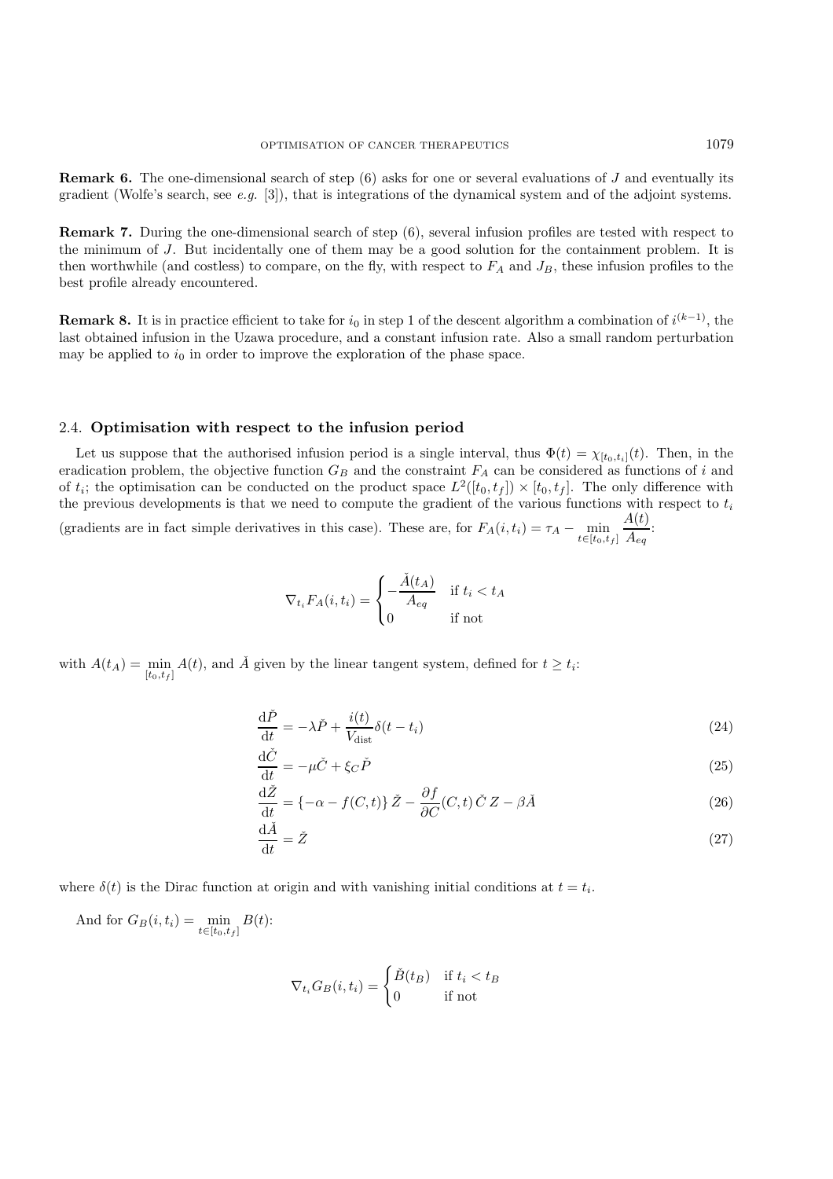**Remark 6.** The one-dimensional search of step (6) asks for one or several evaluations of $J$ and eventually its gradient (Wolfe's search, see *e.g.* [3]), that is integrations of the dynamical system and of the adjoint systems.

**Remark 7.** During the one-dimensional search of step (6), several infusion profiles are tested with respect to the minimum of $J$. But incidentally one of them may be a good solution for the containment problem. It is then worthwhile (and costless) to compare, on the fly, with respect to $F_A$ and $J_B$, these infusion profiles to the best profile already encountered.

**Remark 8.** It is in practice efficient to take for $i_0$ in step 1 of the descent algorithm a combination of $i^{(k-1)}$, the last obtained infusion in the Uzawa procedure, and a constant infusion rate. Also a small random perturbation may be applied to $i_0$ in order to improve the exploration of the phase space.

### 2.4. **Optimisation with respect to the infusion period**

Let us suppose that the authorised infusion period is a single interval, thus $\Phi(t) = \chi_{[t_0,t_i]}(t)$. Then, in the eradication problem, the objective function $G_B$ and the constraint $F_A$ can be considered as functions of $i$ and of $t_i$; the optimisation can be conducted on the product space $L^2([t_0,t_f]) \times [t_0,t_f]$. The only difference with the previous developments is that we need to compute the gradient of the various functions with respect to $t_i$ (gradients are in fact simple derivatives in this case). These are, for $F_A(i,t_i) = \tau_A - \min_{t\in[t_0,t_f]} \dfrac{A(t)}{A_{eq}}$:

$$\nabla_{t_i} F_A(i,t_i) = \begin{cases} -\dfrac{\check{A}(t_A)}{A_{eq}} & \text{if } t_i < t_A \\ 0 & \text{if not} \end{cases}$$

with $A(t_A) = \min_{[t_0,t_f]} A(t)$, and $\check{A}$ given by the linear tangent system, defined for $t \geq t_i$:

$$\frac{\mathrm{d}\check{P}}{\mathrm{d}t} = -\lambda \check{P} + \frac{i(t)}{V_{\text{dist}}}\delta(t - t_i) \tag{24}$$

$$\frac{\mathrm{d}\check{C}}{\mathrm{d}t} = -\mu \check{C} + \xi_C \check{P} \tag{25}$$

$$\frac{\mathrm{d}\check{Z}}{\mathrm{d}t} = \{-\alpha - f(C,t)\}\,\check{Z} - \frac{\partial f}{\partial C}(C,t)\,\check{C}\,Z - \beta \check{A} \tag{26}$$

$$\frac{\mathrm{d}\check{A}}{\mathrm{d}t} = \check{Z} \tag{27}$$

where $\delta(t)$ is the Dirac function at origin and with vanishing initial conditions at $t = t_i$.

And for $G_B(i,t_i) = \min_{t\in[t_0,t_f]} B(t)$:

$$\nabla_{t_i} G_B(i,t_i) = \begin{cases} \check{B}(t_B) & \text{if } t_i < t_B \\ 0 & \text{if not} \end{cases}$$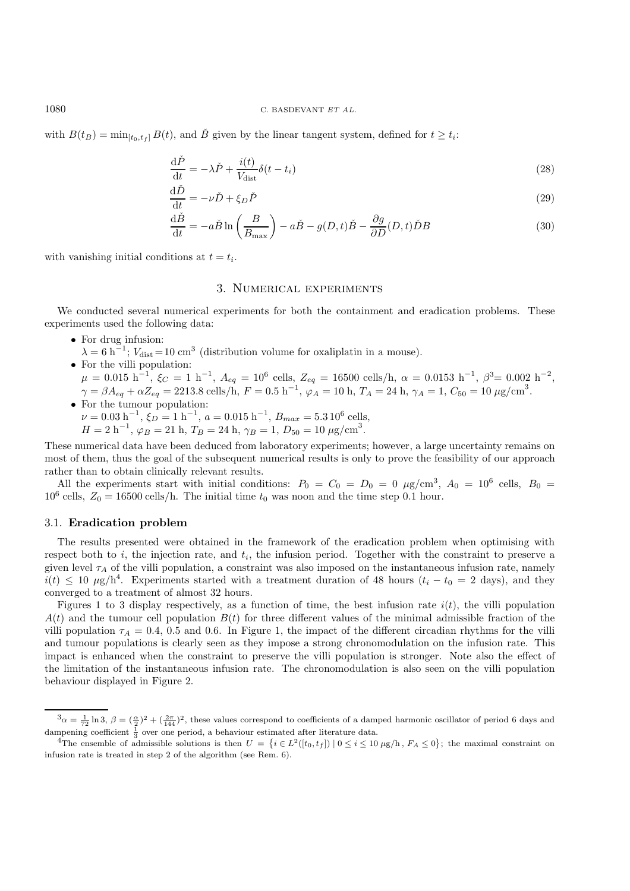with $B(t_B) = \min_{[t_0,t_f]} B(t)$, and $\check{B}$ given by the linear tangent system, defined for $t \geq t_i$:

$$\frac{\mathrm{d}\check{P}}{\mathrm{d}t} = -\lambda \check{P} + \frac{i(t)}{V_{\mathrm{dist}}}\delta(t - t_i) \tag{28}$$

$$\frac{\mathrm{d}\check{D}}{\mathrm{d}t} = -\nu \check{D} + \xi_D \check{P} \tag{29}$$

$$\frac{\mathrm{d}\check{B}}{\mathrm{d}t} = -a\check{B}\ln\left(\frac{B}{B_{\max}}\right) - a\check{B} - g(D,t)\check{B} - \frac{\partial g}{\partial D}(D,t)\check{D}B \tag{30}$$

with vanishing initial conditions at $t = t_i$.

## 3. Numerical experiments

We conducted several numerical experiments for both the containment and eradication problems. These experiments used the following data:

- For drug infusion:
  $\lambda = 6\ \mathrm{h}^{-1}$; $V_{\mathrm{dist}} = 10\ \mathrm{cm}^3$ (distribution volume for oxaliplatin in a mouse).
- For the villi population:
  $\mu = 0.015\ \mathrm{h}^{-1}$, $\xi_C = 1\ \mathrm{h}^{-1}$, $A_{eq} = 10^6$ cells, $Z_{eq} = 16500$ cells/h, $\alpha = 0.0153\ \mathrm{h}^{-1}$, $\beta$[3]$= 0.002\ \mathrm{h}^{-2}$, $\gamma = \beta A_{eq} + \alpha Z_{eq} = 2213.8$ cells/h, $F = 0.5\ \mathrm{h}^{-1}$, $\varphi_A = 10$ h, $T_A = 24$ h, $\gamma_A = 1$, $C_{50} = 10\ \mu\mathrm{g/cm}^3$.
- For the tumour population:
  $\nu = 0.03\ \mathrm{h}^{-1}$, $\xi_D = 1\ \mathrm{h}^{-1}$, $a = 0.015\ \mathrm{h}^{-1}$, $B_{max} = 5.3\,10^6$ cells, $H = 2\ \mathrm{h}^{-1}$, $\varphi_B = 21$ h, $T_B = 24$ h, $\gamma_B = 1$, $D_{50} = 10\ \mu\mathrm{g/cm}^3$.

These numerical data have been deduced from laboratory experiments; however, a large uncertainty remains on most of them, thus the goal of the subsequent numerical results is only to prove the feasibility of our approach rather than to obtain clinically relevant results.

All the experiments start with initial conditions: $P_0 = C_0 = D_0 = 0\ \mu\mathrm{g/cm}^3$, $A_0 = 10^6$ cells, $B_0 = 10^6$ cells, $Z_0 = 16500$ cells/h. The initial time $t_0$ was noon and the time step 0.1 hour.

### 3.1. Eradication problem

The results presented were obtained in the framework of the eradication problem when optimising with respect both to $i$, the injection rate, and $t_i$, the infusion period. Together with the constraint to preserve a given level $\tau_A$ of the villi population, a constraint was also imposed on the instantaneous infusion rate, namely $i(t) \leq 10\ \mu\mathrm{g/h}$[4]. Experiments started with a treatment duration of 48 hours ($t_i - t_0 = 2$ days), and they converged to a treatment of almost 32 hours.

Figures 1 to 3 display respectively, as a function of time, the best infusion rate $i(t)$, the villi population $A(t)$ and the tumour cell population $B(t)$ for three different values of the minimal admissible fraction of the villi population $\tau_A = 0.4$, 0.5 and 0.6. In Figure 1, the impact of the different circadian rhythms for the villi and tumour populations is clearly seen as they impose a strong chronomodulation on the infusion rate. This impact is enhanced when the constraint to preserve the villi population is stronger. Note also the effect of the limitation of the instantaneous infusion rate. The chronomodulation is also seen on the villi population behaviour displayed in Figure 2.

---

[3] $\alpha = \frac{1}{72}\ln 3$, $\beta = (\frac{\alpha}{2})^2 + (\frac{2\pi}{144})^2$, these values correspond to coefficients of a damped harmonic oscillator of period 6 days and dampening coefficient $\frac{1}{3}$ over one period, a behaviour estimated after literature data.

[4] The ensemble of admissible solutions is then $U = \{i \in L^2([t_0, t_f]) \mid 0 \leq i \leq 10\ \mu\mathrm{g/h}, F_A \leq 0\}$; the maximal constraint on infusion rate is treated in step 2 of the algorithm (see Rem. 6).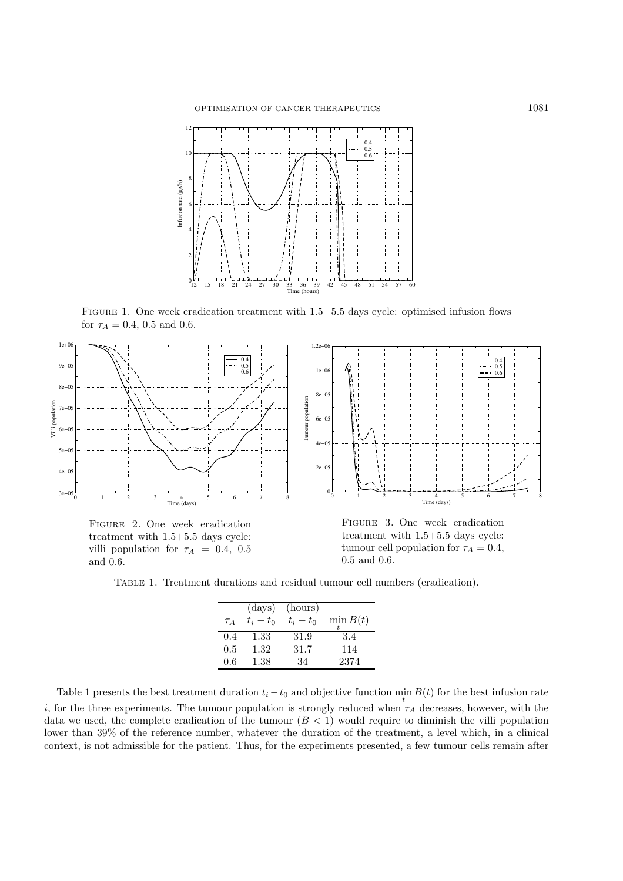Figure 1. One week eradication treatment with 1.5+5.5 days cycle: optimised infusion flows for $\tau_A = 0.4$, 0.5 and 0.6.

Figure 2. One week eradication treatment with 1.5+5.5 days cycle: villi population for $\tau_A = 0.4$, 0.5 and 0.6.

Figure 3. One week eradication treatment with 1.5+5.5 days cycle: tumour cell population for $\tau_A = 0.4$, 0.5 and 0.6.

Table 1. Treatment durations and residual tumour cell numbers (eradication).

| | (days) | (hours) | |
|---|---|---|---|
| $\tau_A$ | $t_i - t_0$ | $t_i - t_0$ | $\min_t B(t)$ |
| 0.4 | 1.33 | 31.9 | 3.4 |
| 0.5 | 1.32 | 31.7 | 114 |
| 0.6 | 1.38 | 34 | 2374 |

Table 1 presents the best treatment duration $t_i - t_0$ and objective function $\min_t B(t)$ for the best infusion rate $i$, for the three experiments. The tumour population is strongly reduced when $\tau_A$ decreases, however, with the data we used, the complete eradication of the tumour ($B < 1$) would require to diminish the villi population lower than 39% of the reference number, whatever the duration of the treatment, a level which, in a clinical context, is not admissible for the patient. Thus, for the experiments presented, a few tumour cells remain after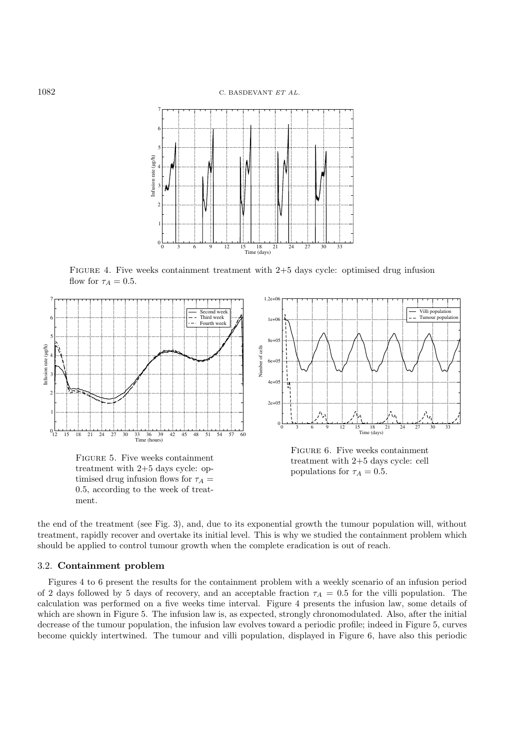FIGURE 4. Five weeks containment treatment with 2+5 days cycle: optimised drug infusion flow for $\tau_A = 0.5$.

FIGURE 5. Five weeks containment treatment with 2+5 days cycle: optimised drug infusion flows for $\tau_A = 0.5$, according to the week of treatment.

FIGURE 6. Five weeks containment treatment with 2+5 days cycle: cell populations for $\tau_A = 0.5$.

the end of the treatment (see Fig. 3), and, due to its exponential growth the tumour population will, without treatment, rapidly recover and overtake its initial level. This is why we studied the containment problem which should be applied to control tumour growth when the complete eradication is out of reach.

### 3.2. Containment problem

Figures 4 to 6 present the results for the containment problem with a weekly scenario of an infusion period of 2 days followed by 5 days of recovery, and an acceptable fraction $\tau_A = 0.5$ for the villi population. The calculation was performed on a five weeks time interval. Figure 4 presents the infusion law, some details of which are shown in Figure 5. The infusion law is, as expected, strongly chronomodulated. Also, after the initial decrease of the tumour population, the infusion law evolves toward a periodic profile; indeed in Figure 5, curves become quickly intertwined. The tumour and villi population, displayed in Figure 6, have also this periodic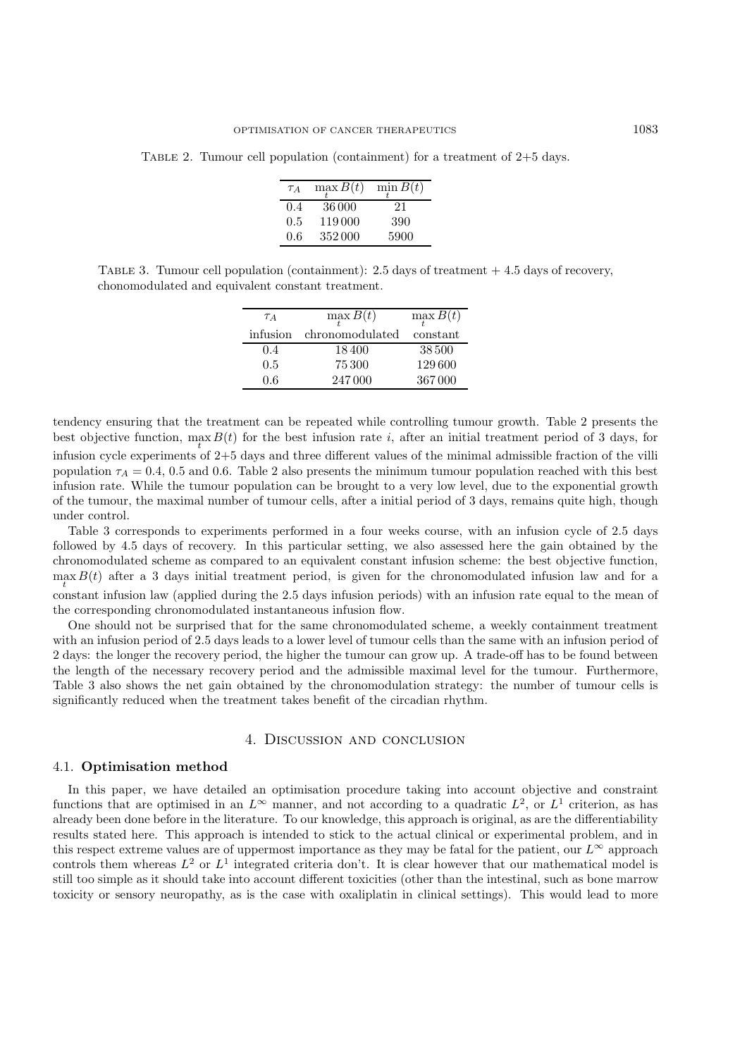Table 2. Tumour cell population (containment) for a treatment of 2+5 days.

| $\tau_A$ | $\max_t B(t)$ | $\min_t B(t)$ |
|---|---|---|
| 0.4 | 36 000 | 21 |
| 0.5 | 119 000 | 390 |
| 0.6 | 352 000 | 5900 |

Table 3. Tumour cell population (containment): 2.5 days of treatment + 4.5 days of recovery, chonomodulated and equivalent constant treatment.

| $\tau_A$ | $\max_t B(t)$ | $\max_t B(t)$ |
|---|---|---|
| infusion | chronomodulated | constant |
| 0.4 | 18 400 | 38 500 |
| 0.5 | 75 300 | 129 600 |
| 0.6 | 247 000 | 367 000 |

tendency ensuring that the treatment can be repeated while controlling tumour growth. Table 2 presents the best objective function, $\max_t B(t)$ for the best infusion rate $i$, after an initial treatment period of 3 days, for infusion cycle experiments of 2+5 days and three different values of the minimal admissible fraction of the villi population $\tau_A = 0.4$, 0.5 and 0.6. Table 2 also presents the minimum tumour population reached with this best infusion rate. While the tumour population can be brought to a very low level, due to the exponential growth of the tumour, the maximal number of tumour cells, after a initial period of 3 days, remains quite high, though under control.

Table 3 corresponds to experiments performed in a four weeks course, with an infusion cycle of 2.5 days followed by 4.5 days of recovery. In this particular setting, we also assessed here the gain obtained by the chronomodulated scheme as compared to an equivalent constant infusion scheme: the best objective function, $\max_t B(t)$ after a 3 days initial treatment period, is given for the chronomodulated infusion law and for a constant infusion law (applied during the 2.5 days infusion periods) with an infusion rate equal to the mean of the corresponding chronomodulated instantaneous infusion flow.

One should not be surprised that for the same chronomodulated scheme, a weekly containment treatment with an infusion period of 2.5 days leads to a lower level of tumour cells than the same with an infusion period of 2 days: the longer the recovery period, the higher the tumour can grow up. A trade-off has to be found between the length of the necessary recovery period and the admissible maximal level for the tumour. Furthermore, Table 3 also shows the net gain obtained by the chronomodulation strategy: the number of tumour cells is significantly reduced when the treatment takes benefit of the circadian rhythm.

## 4. Discussion and conclusion

### 4.1. Optimisation method

In this paper, we have detailed an optimisation procedure taking into account objective and constraint functions that are optimised in an $L^\infty$ manner, and not according to a quadratic $L^2$, or $L^1$ criterion, as has already been done before in the literature. To our knowledge, this approach is original, as are the differentiability results stated here. This approach is intended to stick to the actual clinical or experimental problem, and in this respect extreme values are of uppermost importance as they may be fatal for the patient, our $L^\infty$ approach controls them whereas $L^2$ or $L^1$ integrated criteria don't. It is clear however that our mathematical model is still too simple as it should take into account different toxicities (other than the intestinal, such as bone marrow toxicity or sensory neuropathy, as is the case with oxaliplatin in clinical settings). This would lead to more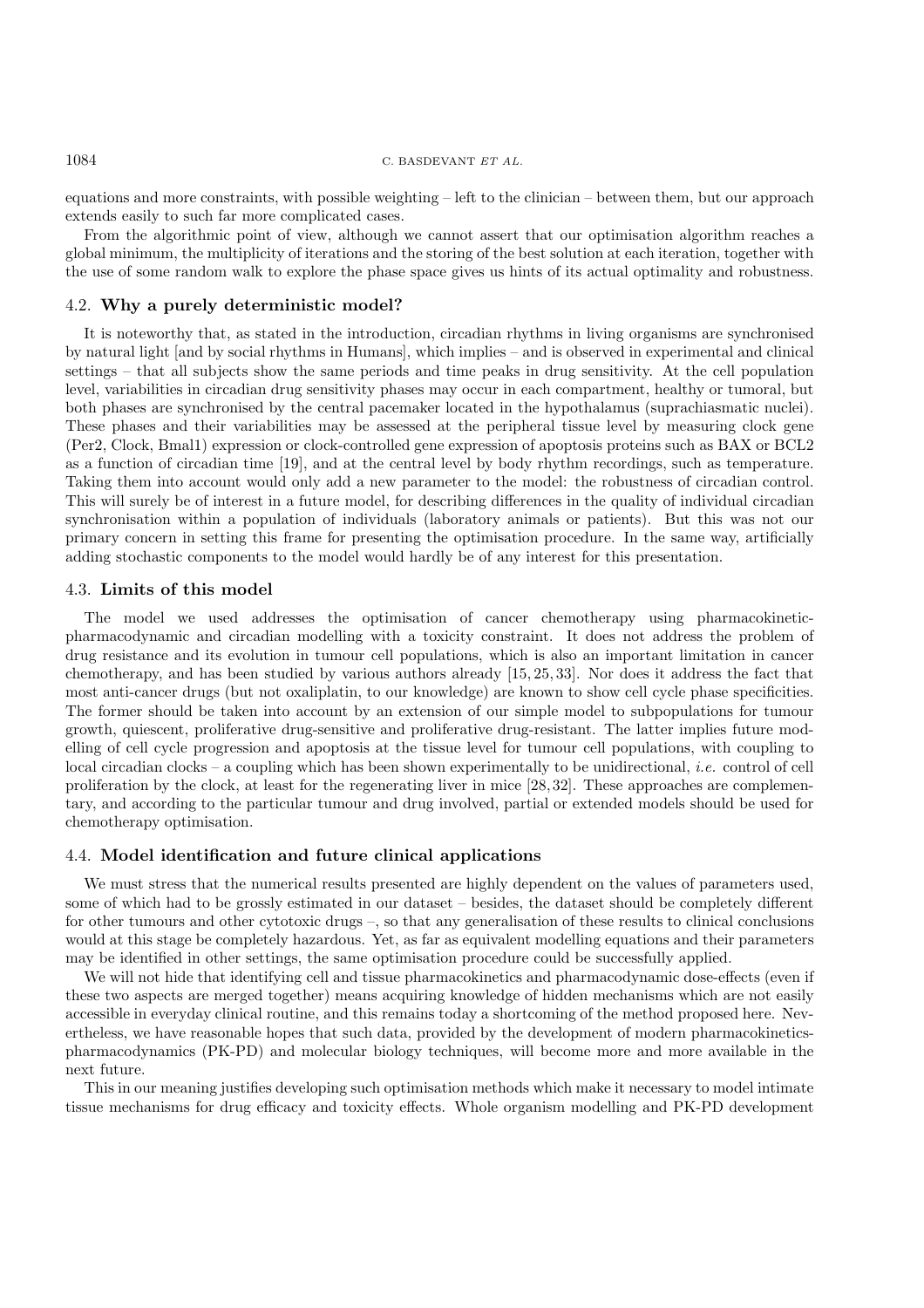equations and more constraints, with possible weighting – left to the clinician – between them, but our approach extends easily to such far more complicated cases.

From the algorithmic point of view, although we cannot assert that our optimisation algorithm reaches a global minimum, the multiplicity of iterations and the storing of the best solution at each iteration, together with the use of some random walk to explore the phase space gives us hints of its actual optimality and robustness.

### 4.2. **Why a purely deterministic model?**

It is noteworthy that, as stated in the introduction, circadian rhythms in living organisms are synchronised by natural light [and by social rhythms in Humans], which implies – and is observed in experimental and clinical settings – that all subjects show the same periods and time peaks in drug sensitivity. At the cell population level, variabilities in circadian drug sensitivity phases may occur in each compartment, healthy or tumoral, but both phases are synchronised by the central pacemaker located in the hypothalamus (suprachiasmatic nuclei). These phases and their variabilities may be assessed at the peripheral tissue level by measuring clock gene (Per2, Clock, Bmal1) expression or clock-controlled gene expression of apoptosis proteins such as BAX or BCL2 as a function of circadian time [19], and at the central level by body rhythm recordings, such as temperature. Taking them into account would only add a new parameter to the model: the robustness of circadian control. This will surely be of interest in a future model, for describing differences in the quality of individual circadian synchronisation within a population of individuals (laboratory animals or patients). But this was not our primary concern in setting this frame for presenting the optimisation procedure. In the same way, artificially adding stochastic components to the model would hardly be of any interest for this presentation.

### 4.3. **Limits of this model**

The model we used addresses the optimisation of cancer chemotherapy using pharmacokinetic-pharmacodynamic and circadian modelling with a toxicity constraint. It does not address the problem of drug resistance and its evolution in tumour cell populations, which is also an important limitation in cancer chemotherapy, and has been studied by various authors already [15, 25, 33]. Nor does it address the fact that most anti-cancer drugs (but not oxaliplatin, to our knowledge) are known to show cell cycle phase specificities. The former should be taken into account by an extension of our simple model to subpopulations for tumour growth, quiescent, proliferative drug-sensitive and proliferative drug-resistant. The latter implies future modelling of cell cycle progression and apoptosis at the tissue level for tumour cell populations, with coupling to local circadian clocks – a coupling which has been shown experimentally to be unidirectional, *i.e.* control of cell proliferation by the clock, at least for the regenerating liver in mice [28, 32]. These approaches are complementary, and according to the particular tumour and drug involved, partial or extended models should be used for chemotherapy optimisation.

### 4.4. **Model identification and future clinical applications**

We must stress that the numerical results presented are highly dependent on the values of parameters used, some of which had to be grossly estimated in our dataset – besides, the dataset should be completely different for other tumours and other cytotoxic drugs –, so that any generalisation of these results to clinical conclusions would at this stage be completely hazardous. Yet, as far as equivalent modelling equations and their parameters may be identified in other settings, the same optimisation procedure could be successfully applied.

We will not hide that identifying cell and tissue pharmacokinetics and pharmacodynamic dose-effects (even if these two aspects are merged together) means acquiring knowledge of hidden mechanisms which are not easily accessible in everyday clinical routine, and this remains today a shortcoming of the method proposed here. Nevertheless, we have reasonable hopes that such data, provided by the development of modern pharmacokinetics-pharmacodynamics (PK-PD) and molecular biology techniques, will become more and more available in the next future.

This in our meaning justifies developing such optimisation methods which make it necessary to model intimate tissue mechanisms for drug efficacy and toxicity effects. Whole organism modelling and PK-PD development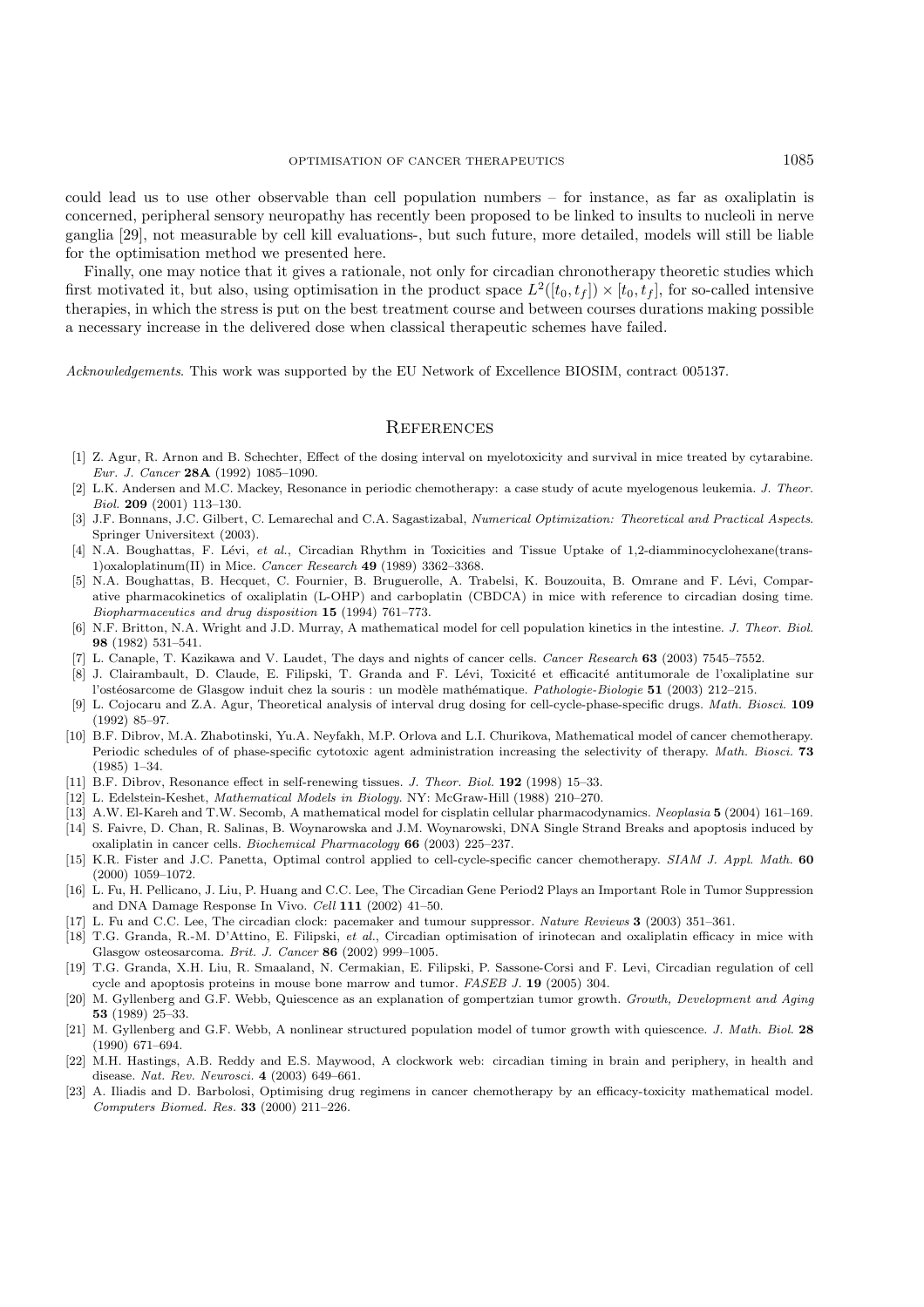could lead us to use other observable than cell population numbers – for instance, as far as oxaliplatin is concerned, peripheral sensory neuropathy has recently been proposed to be linked to insults to nucleoli in nerve ganglia [29], not measurable by cell kill evaluations-, but such future, more detailed, models will still be liable for the optimisation method we presented here.

Finally, one may notice that it gives a rationale, not only for circadian chronotherapy theoretic studies which first motivated it, but also, using optimisation in the product space $L^2([t_0, t_f]) \times [t_0, t_f]$, for so-called intensive therapies, in which the stress is put on the best treatment course and between courses durations making possible a necessary increase in the delivered dose when classical therapeutic schemes have failed.

*Acknowledgements*. This work was supported by the EU Network of Excellence BIOSIM, contract 005137.

## References

- [1] Z. Agur, R. Arnon and B. Schechter, Effect of the dosing interval on myelotoxicity and survival in mice treated by cytarabine. *Eur. J. Cancer* **28A** (1992) 1085–1090.
- [2] L.K. Andersen and M.C. Mackey, Resonance in periodic chemotherapy: a case study of acute myelogenous leukemia. *J. Theor. Biol.* **209** (2001) 113–130.
- [3] J.F. Bonnans, J.C. Gilbert, C. Lemarechal and C.A. Sagastizabal, *Numerical Optimization: Theoretical and Practical Aspects*. Springer Universitext (2003).
- [4] N.A. Boughattas, F. Lévi, *et al.*, Circadian Rhythm in Toxicities and Tissue Uptake of 1,2-diamminocyclohexane(trans-1)oxaloplatinum(II) in Mice. *Cancer Research* **49** (1989) 3362–3368.
- [5] N.A. Boughattas, B. Hecquet, C. Fournier, B. Bruguerolle, A. Trabelsi, K. Bouzouita, B. Omrane and F. Lévi, Comparative pharmacokinetics of oxaliplatin (L-OHP) and carboplatin (CBDCA) in mice with reference to circadian dosing time. *Biopharmaceutics and drug disposition* **15** (1994) 761–773.
- [6] N.F. Britton, N.A. Wright and J.D. Murray, A mathematical model for cell population kinetics in the intestine. *J. Theor. Biol.* **98** (1982) 531–541.
- [7] L. Canaple, T. Kazikawa and V. Laudet, The days and nights of cancer cells. *Cancer Research* **63** (2003) 7545–7552.
- [8] J. Clairambault, D. Claude, E. Filipski, T. Granda and F. Lévi, Toxicité et efficacité antitumorale de l'oxaliplatine sur l'ostéosarcome de Glasgow induit chez la souris : un modèle mathématique. *Pathologie-Biologie* **51** (2003) 212–215.
- [9] L. Cojocaru and Z.A. Agur, Theoretical analysis of interval drug dosing for cell-cycle-phase-specific drugs. *Math. Biosci.* **109** (1992) 85–97.
- [10] B.F. Dibrov, M.A. Zhabotinski, Yu.A. Neyfakh, M.P. Orlova and L.I. Churikova, Mathematical model of cancer chemotherapy. Periodic schedules of of phase-specific cytotoxic agent administration increasing the selectivity of therapy. *Math. Biosci.* **73** (1985) 1–34.
- [11] B.F. Dibrov, Resonance effect in self-renewing tissues. *J. Theor. Biol.* **192** (1998) 15–33.
- [12] L. Edelstein-Keshet, *Mathematical Models in Biology*. NY: McGraw-Hill (1988) 210–270.
- [13] A.W. El-Kareh and T.W. Secomb, A mathematical model for cisplatin cellular pharmacodynamics. *Neoplasia* **5** (2004) 161–169.
- [14] S. Faivre, D. Chan, R. Salinas, B. Woynarowska and J.M. Woynarowski, DNA Single Strand Breaks and apoptosis induced by oxaliplatin in cancer cells. *Biochemical Pharmacology* **66** (2003) 225–237.
- [15] K.R. Fister and J.C. Panetta, Optimal control applied to cell-cycle-specific cancer chemotherapy. *SIAM J. Appl. Math.* **60** (2000) 1059–1072.
- [16] L. Fu, H. Pellicano, J. Liu, P. Huang and C.C. Lee, The Circadian Gene Period2 Plays an Important Role in Tumor Suppression and DNA Damage Response In Vivo. *Cell* **111** (2002) 41–50.
- [17] L. Fu and C.C. Lee, The circadian clock: pacemaker and tumour suppressor. *Nature Reviews* **3** (2003) 351–361.
- [18] T.G. Granda, R.-M. D'Attino, E. Filipski, *et al.*, Circadian optimisation of irinotecan and oxaliplatin efficacy in mice with Glasgow osteosarcoma. *Brit. J. Cancer* **86** (2002) 999–1005.
- [19] T.G. Granda, X.H. Liu, R. Smaaland, N. Cermakian, E. Filipski, P. Sassone-Corsi and F. Levi, Circadian regulation of cell cycle and apoptosis proteins in mouse bone marrow and tumor. *FASEB J.* **19** (2005) 304.
- [20] M. Gyllenberg and G.F. Webb, Quiescence as an explanation of gompertzian tumor growth. *Growth, Development and Aging* **53** (1989) 25–33.
- [21] M. Gyllenberg and G.F. Webb, A nonlinear structured population model of tumor growth with quiescence. *J. Math. Biol.* **28** (1990) 671–694.
- [22] M.H. Hastings, A.B. Reddy and E.S. Maywood, A clockwork web: circadian timing in brain and periphery, in health and disease. *Nat. Rev. Neurosci.* **4** (2003) 649–661.
- [23] A. Iliadis and D. Barbolosi, Optimising drug regimens in cancer chemotherapy by an efficacy-toxicity mathematical model. *Computers Biomed. Res.* **33** (2000) 211–226.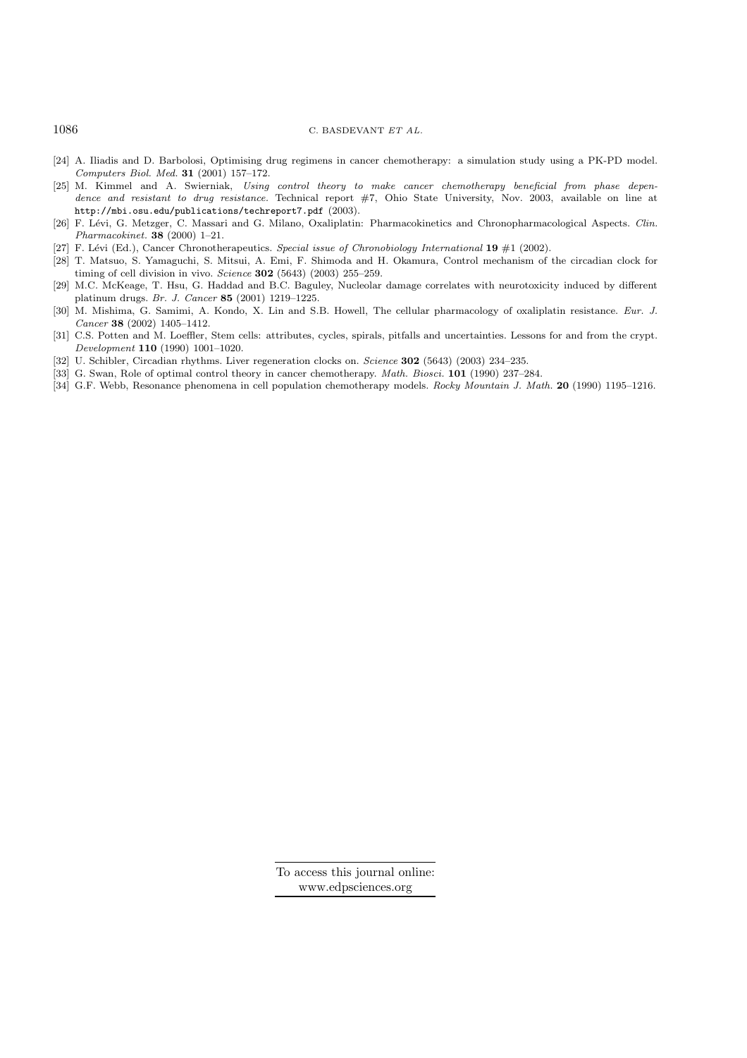[24] A. Iliadis and D. Barbolosi, Optimising drug regimens in cancer chemotherapy: a simulation study using a PK-PD model. *Computers Biol. Med.* **31** (2001) 157–172.

[25] M. Kimmel and A. Swierniak, *Using control theory to make cancer chemotherapy beneficial from phase dependence and resistant to drug resistance.* Technical report #7, Ohio State University, Nov. 2003, available on line at http://mbi.osu.edu/publications/techreport7.pdf (2003).

[26] F. Lévi, G. Metzger, C. Massari and G. Milano, Oxaliplatin: Pharmacokinetics and Chronopharmacological Aspects. *Clin. Pharmacokinet.* **38** (2000) 1–21.

[27] F. Lévi (Ed.), Cancer Chronotherapeutics. *Special issue of Chronobiology International* **19** #1 (2002).

[28] T. Matsuo, S. Yamaguchi, S. Mitsui, A. Emi, F. Shimoda and H. Okamura, Control mechanism of the circadian clock for timing of cell division in vivo. *Science* **302** (5643) (2003) 255–259.

[29] M.C. McKeage, T. Hsu, G. Haddad and B.C. Baguley, Nucleolar damage correlates with neurotoxicity induced by different platinum drugs. *Br. J. Cancer* **85** (2001) 1219–1225.

[30] M. Mishima, G. Samimi, A. Kondo, X. Lin and S.B. Howell, The cellular pharmacology of oxaliplatin resistance. *Eur. J. Cancer* **38** (2002) 1405–1412.

[31] C.S. Potten and M. Loeffler, Stem cells: attributes, cycles, spirals, pitfalls and uncertainties. Lessons for and from the crypt. *Development* **110** (1990) 1001–1020.

[32] U. Schibler, Circadian rhythms. Liver regeneration clocks on. *Science* **302** (5643) (2003) 234–235.

[33] G. Swan, Role of optimal control theory in cancer chemotherapy. *Math. Biosci.* **101** (1990) 237–284.

[34] G.F. Webb, Resonance phenomena in cell population chemotherapy models. *Rocky Mountain J. Math.* **20** (1990) 1195–1216.

To access this journal online:
www.edpsciences.org